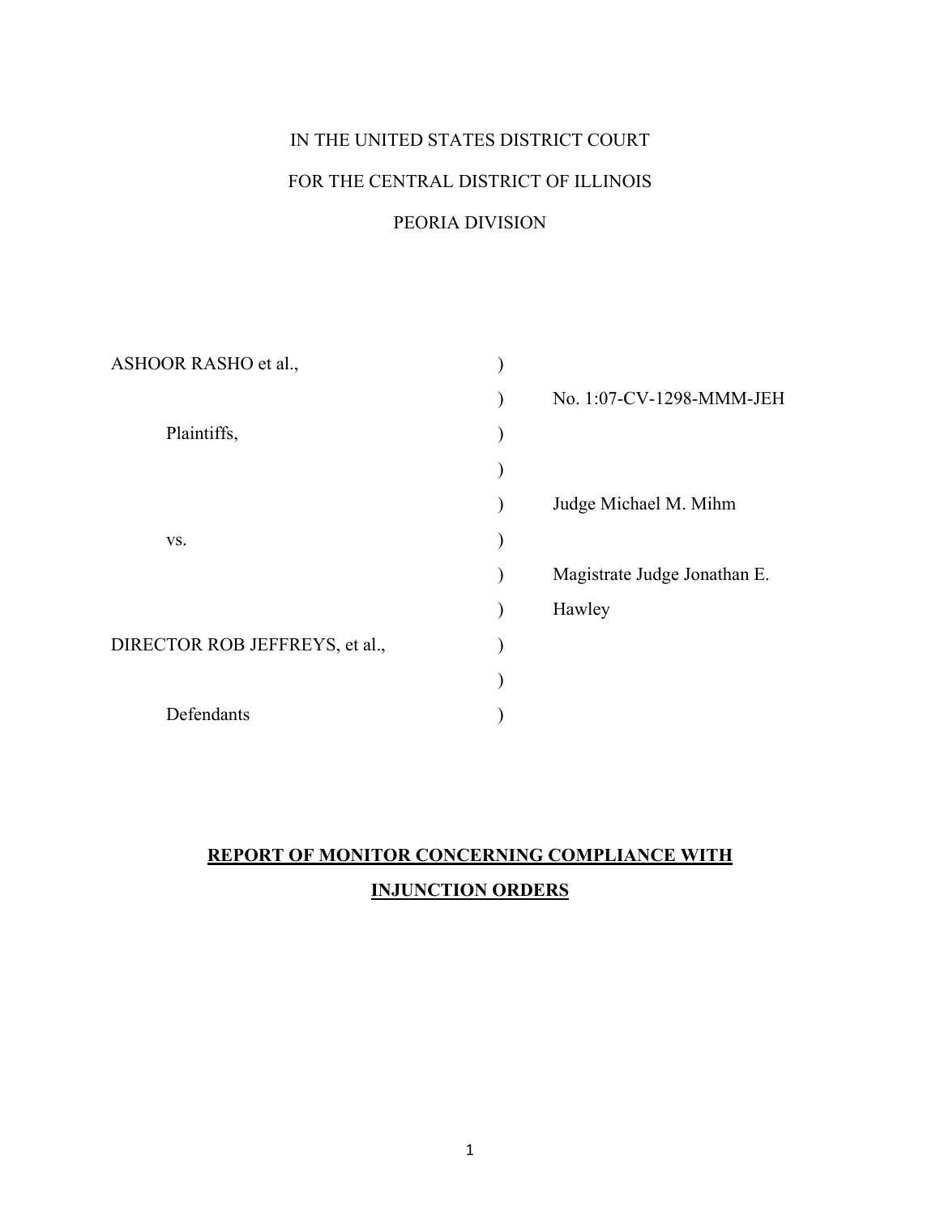IN THE UNITED STATES DISTRICT COURT

FOR THE CENTRAL DISTRICT OF ILLINOIS

PEORIA DIVISION

| | | |
|---|---|---|
| ASHOOR RASHO et al., | ) | |
| | ) | No. 1:07-CV-1298-MMM-JEH |
| Plaintiffs, | ) | |
| | ) | |
| | ) | Judge Michael M. Mihm |
| vs. | ) | |
| | ) | Magistrate Judge Jonathan E. |
| | ) | Hawley |
| DIRECTOR ROB JEFFREYS, et al., | ) | |
| | ) | |
| Defendants | ) | |

**REPORT OF MONITOR CONCERNING COMPLIANCE WITH INJUNCTION ORDERS**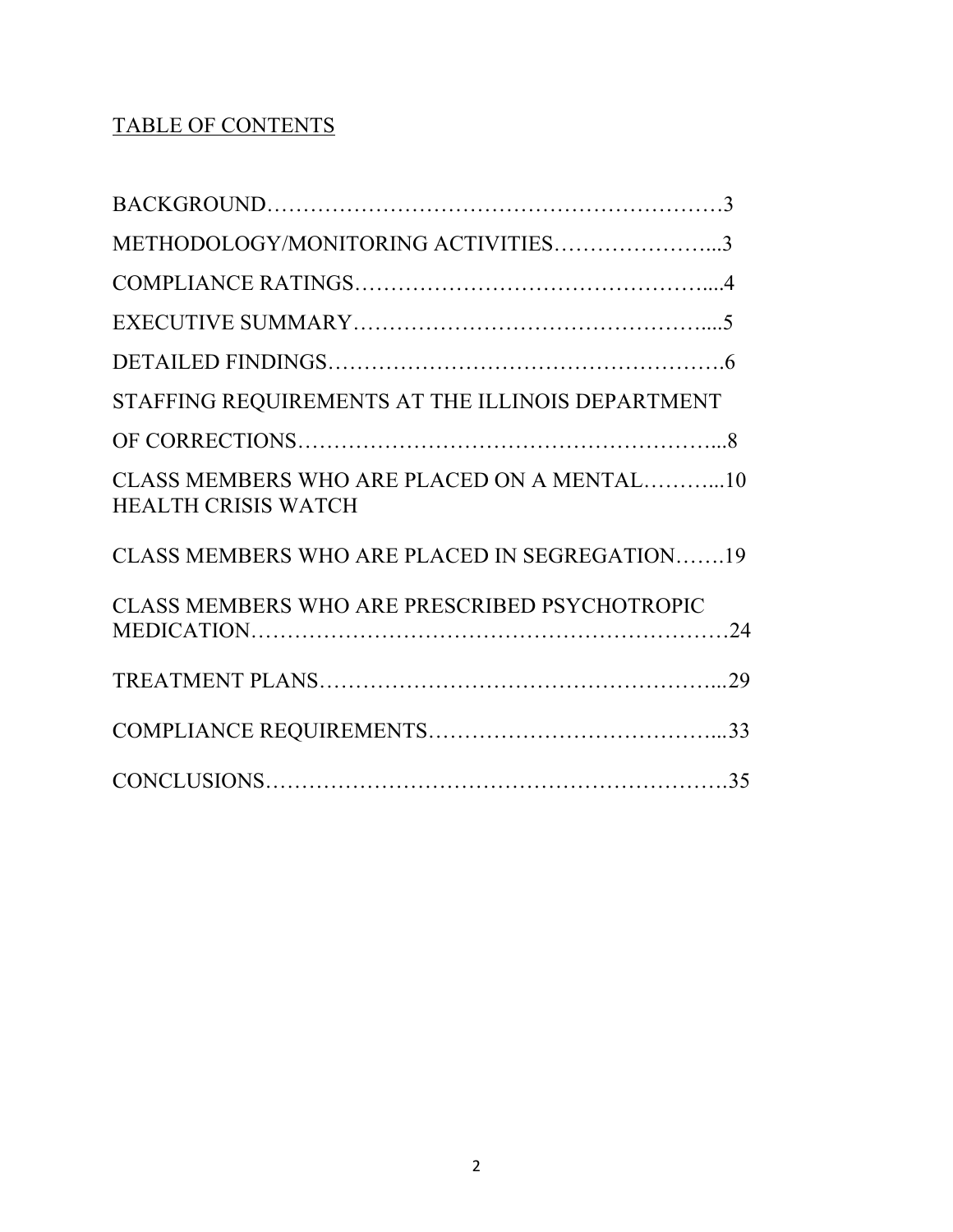TABLE OF CONTENTS

BACKGROUND……………………………………………………….3

METHODOLOGY/MONITORING ACTIVITIES…………………...3

COMPLIANCE RATINGS………………………………………....4

EXECUTIVE SUMMARY………………………………………....5

DETAILED FINDINGS…………………………………………….6

STAFFING REQUIREMENTS AT THE ILLINOIS DEPARTMENT OF CORRECTIONS…………………………………………………...8

CLASS MEMBERS WHO ARE PLACED ON A MENTAL HEALTH CRISIS WATCH………...10

CLASS MEMBERS WHO ARE PLACED IN SEGREGATION…….19

CLASS MEMBERS WHO ARE PRESCRIBED PSYCHOTROPIC MEDICATION………………………………………………………24

TREATMENT PLANS……………………………………………...29

COMPLIANCE REQUIREMENTS………………………………...33

CONCLUSIONS…………………………………………………….35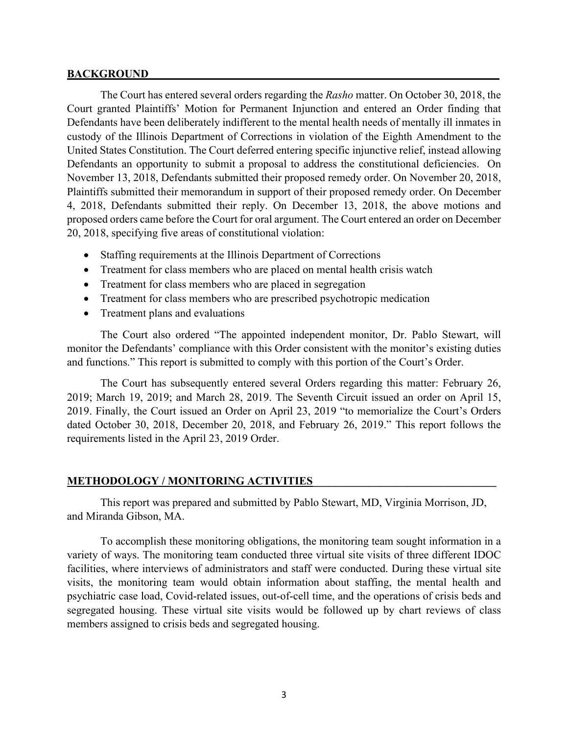## BACKGROUND

The Court has entered several orders regarding the *Rasho* matter. On October 30, 2018, the Court granted Plaintiffs' Motion for Permanent Injunction and entered an Order finding that Defendants have been deliberately indifferent to the mental health needs of mentally ill inmates in custody of the Illinois Department of Corrections in violation of the Eighth Amendment to the United States Constitution. The Court deferred entering specific injunctive relief, instead allowing Defendants an opportunity to submit a proposal to address the constitutional deficiencies. On November 13, 2018, Defendants submitted their proposed remedy order. On November 20, 2018, Plaintiffs submitted their memorandum in support of their proposed remedy order. On December 4, 2018, Defendants submitted their reply. On December 13, 2018, the above motions and proposed orders came before the Court for oral argument. The Court entered an order on December 20, 2018, specifying five areas of constitutional violation:

- Staffing requirements at the Illinois Department of Corrections
- Treatment for class members who are placed on mental health crisis watch
- Treatment for class members who are placed in segregation
- Treatment for class members who are prescribed psychotropic medication
- Treatment plans and evaluations

The Court also ordered "The appointed independent monitor, Dr. Pablo Stewart, will monitor the Defendants' compliance with this Order consistent with the monitor's existing duties and functions." This report is submitted to comply with this portion of the Court's Order.

The Court has subsequently entered several Orders regarding this matter: February 26, 2019; March 19, 2019; and March 28, 2019. The Seventh Circuit issued an order on April 15, 2019. Finally, the Court issued an Order on April 23, 2019 "to memorialize the Court's Orders dated October 30, 2018, December 20, 2018, and February 26, 2019." This report follows the requirements listed in the April 23, 2019 Order.

## METHODOLOGY / MONITORING ACTIVITIES

This report was prepared and submitted by Pablo Stewart, MD, Virginia Morrison, JD, and Miranda Gibson, MA.

To accomplish these monitoring obligations, the monitoring team sought information in a variety of ways. The monitoring team conducted three virtual site visits of three different IDOC facilities, where interviews of administrators and staff were conducted. During these virtual site visits, the monitoring team would obtain information about staffing, the mental health and psychiatric case load, Covid-related issues, out-of-cell time, and the operations of crisis beds and segregated housing. These virtual site visits would be followed up by chart reviews of class members assigned to crisis beds and segregated housing.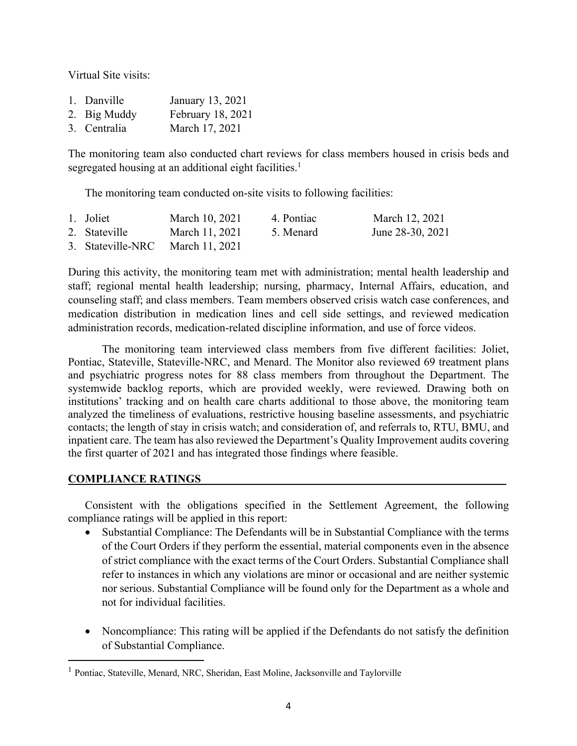Virtual Site visits:

1. Danville January 13, 2021
2. Big Muddy February 18, 2021
3. Centralia March 17, 2021

The monitoring team also conducted chart reviews for class members housed in crisis beds and segregated housing at an additional eight facilities.[1]

The monitoring team conducted on-site visits to following facilities:

| | | | |
|---|---|---|---|
| 1. Joliet | March 10, 2021 | 4. Pontiac | March 12, 2021 |
| 2. Stateville | March 11, 2021 | 5. Menard | June 28-30, 2021 |
| 3. Stateville-NRC | March 11, 2021 | | |

During this activity, the monitoring team met with administration; mental health leadership and staff; regional mental health leadership; nursing, pharmacy, Internal Affairs, education, and counseling staff; and class members. Team members observed crisis watch case conferences, and medication distribution in medication lines and cell side settings, and reviewed medication administration records, medication-related discipline information, and use of force videos.

The monitoring team interviewed class members from five different facilities: Joliet, Pontiac, Stateville, Stateville-NRC, and Menard. The Monitor also reviewed 69 treatment plans and psychiatric progress notes for 88 class members from throughout the Department. The systemwide backlog reports, which are provided weekly, were reviewed. Drawing both on institutions' tracking and on health care charts additional to those above, the monitoring team analyzed the timeliness of evaluations, restrictive housing baseline assessments, and psychiatric contacts; the length of stay in crisis watch; and consideration of, and referrals to, RTU, BMU, and inpatient care. The team has also reviewed the Department's Quality Improvement audits covering the first quarter of 2021 and has integrated those findings where feasible.

## COMPLIANCE RATINGS

Consistent with the obligations specified in the Settlement Agreement, the following compliance ratings will be applied in this report:

- Substantial Compliance: The Defendants will be in Substantial Compliance with the terms of the Court Orders if they perform the essential, material components even in the absence of strict compliance with the exact terms of the Court Orders. Substantial Compliance shall refer to instances in which any violations are minor or occasional and are neither systemic nor serious. Substantial Compliance will be found only for the Department as a whole and not for individual facilities.

- Noncompliance: This rating will be applied if the Defendants do not satisfy the definition of Substantial Compliance.

[1] Pontiac, Stateville, Menard, NRC, Sheridan, East Moline, Jacksonville and Taylorville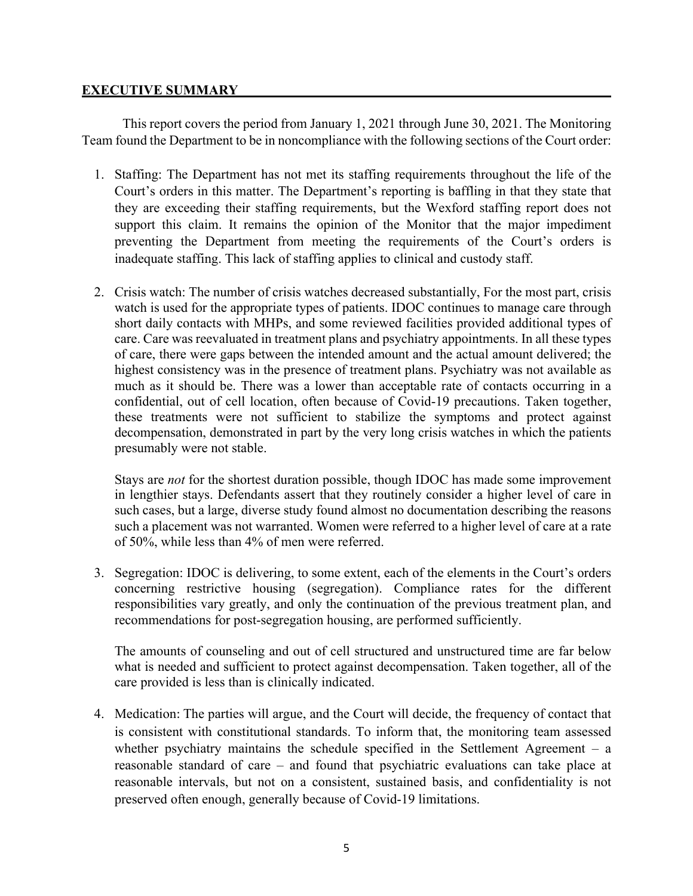## EXECUTIVE SUMMARY

This report covers the period from January 1, 2021 through June 30, 2021. The Monitoring Team found the Department to be in noncompliance with the following sections of the Court order:

1. Staffing: The Department has not met its staffing requirements throughout the life of the Court's orders in this matter. The Department's reporting is baffling in that they state that they are exceeding their staffing requirements, but the Wexford staffing report does not support this claim. It remains the opinion of the Monitor that the major impediment preventing the Department from meeting the requirements of the Court's orders is inadequate staffing. This lack of staffing applies to clinical and custody staff.

2. Crisis watch: The number of crisis watches decreased substantially, For the most part, crisis watch is used for the appropriate types of patients. IDOC continues to manage care through short daily contacts with MHPs, and some reviewed facilities provided additional types of care. Care was reevaluated in treatment plans and psychiatry appointments. In all these types of care, there were gaps between the intended amount and the actual amount delivered; the highest consistency was in the presence of treatment plans. Psychiatry was not available as much as it should be. There was a lower than acceptable rate of contacts occurring in a confidential, out of cell location, often because of Covid-19 precautions. Taken together, these treatments were not sufficient to stabilize the symptoms and protect against decompensation, demonstrated in part by the very long crisis watches in which the patients presumably were not stable.

   Stays are *not* for the shortest duration possible, though IDOC has made some improvement in lengthier stays. Defendants assert that they routinely consider a higher level of care in such cases, but a large, diverse study found almost no documentation describing the reasons such a placement was not warranted. Women were referred to a higher level of care at a rate of 50%, while less than 4% of men were referred.

3. Segregation: IDOC is delivering, to some extent, each of the elements in the Court's orders concerning restrictive housing (segregation). Compliance rates for the different responsibilities vary greatly, and only the continuation of the previous treatment plan, and recommendations for post-segregation housing, are performed sufficiently.

   The amounts of counseling and out of cell structured and unstructured time are far below what is needed and sufficient to protect against decompensation. Taken together, all of the care provided is less than is clinically indicated.

4. Medication: The parties will argue, and the Court will decide, the frequency of contact that is consistent with constitutional standards. To inform that, the monitoring team assessed whether psychiatry maintains the schedule specified in the Settlement Agreement – a reasonable standard of care – and found that psychiatric evaluations can take place at reasonable intervals, but not on a consistent, sustained basis, and confidentiality is not preserved often enough, generally because of Covid-19 limitations.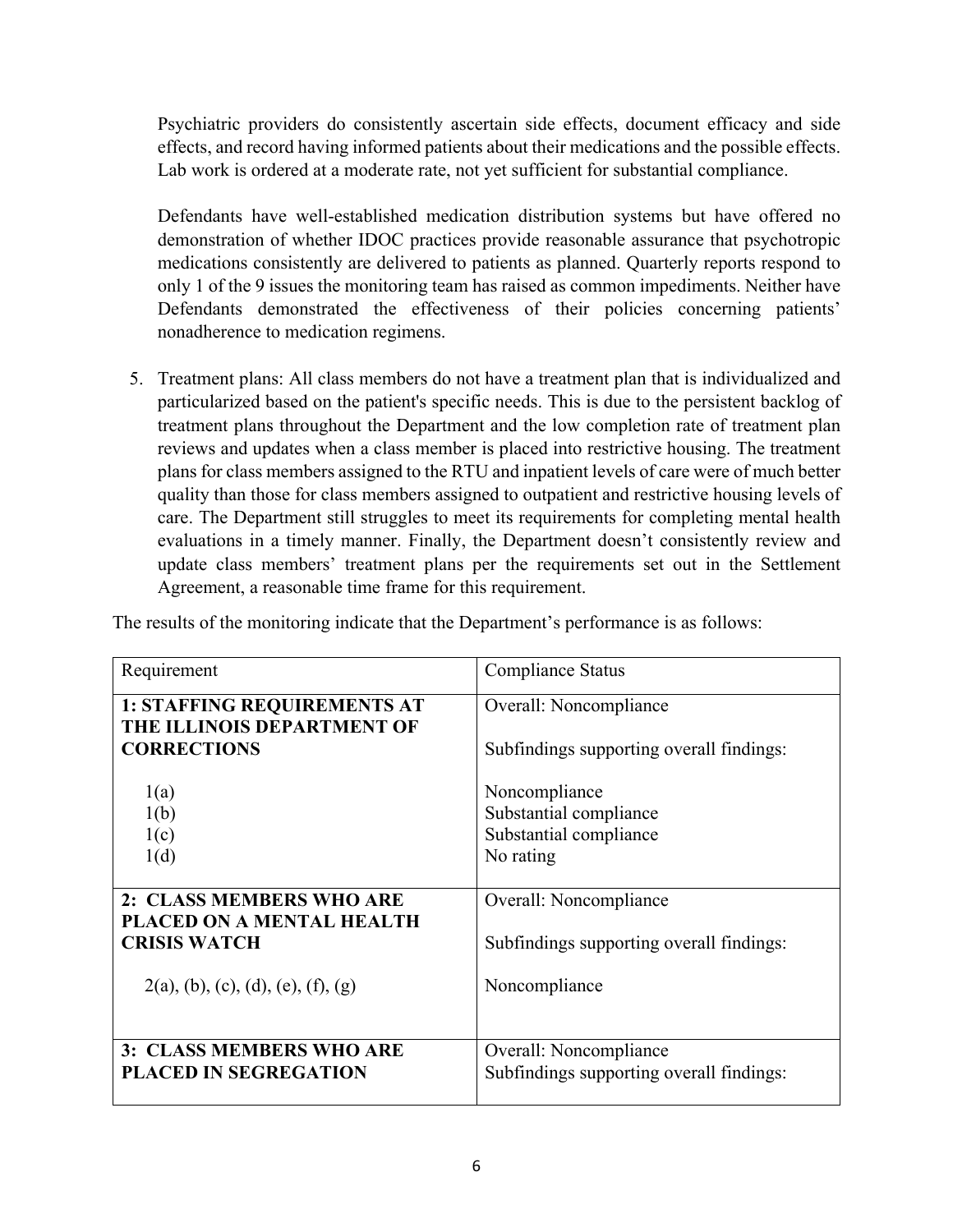Psychiatric providers do consistently ascertain side effects, document efficacy and side effects, and record having informed patients about their medications and the possible effects. Lab work is ordered at a moderate rate, not yet sufficient for substantial compliance.

Defendants have well-established medication distribution systems but have offered no demonstration of whether IDOC practices provide reasonable assurance that psychotropic medications consistently are delivered to patients as planned. Quarterly reports respond to only 1 of the 9 issues the monitoring team has raised as common impediments. Neither have Defendants demonstrated the effectiveness of their policies concerning patients' nonadherence to medication regimens.

5. Treatment plans: All class members do not have a treatment plan that is individualized and particularized based on the patient's specific needs. This is due to the persistent backlog of treatment plans throughout the Department and the low completion rate of treatment plan reviews and updates when a class member is placed into restrictive housing. The treatment plans for class members assigned to the RTU and inpatient levels of care were of much better quality than those for class members assigned to outpatient and restrictive housing levels of care. The Department still struggles to meet its requirements for completing mental health evaluations in a timely manner. Finally, the Department doesn't consistently review and update class members' treatment plans per the requirements set out in the Settlement Agreement, a reasonable time frame for this requirement.

The results of the monitoring indicate that the Department's performance is as follows:

| Requirement | Compliance Status |
| --- | --- |
| **1: STAFFING REQUIREMENTS AT THE ILLINOIS DEPARTMENT OF CORRECTIONS** | Overall: Noncompliance<br><br>Subfindings supporting overall findings: |
| 1(a) | Noncompliance |
| 1(b) | Substantial compliance |
| 1(c) | Substantial compliance |
| 1(d) | No rating |
| **2: CLASS MEMBERS WHO ARE PLACED ON A MENTAL HEALTH CRISIS WATCH** | Overall: Noncompliance<br><br>Subfindings supporting overall findings: |
| 2(a), (b), (c), (d), (e), (f), (g) | Noncompliance |
| **3: CLASS MEMBERS WHO ARE PLACED IN SEGREGATION** | Overall: Noncompliance<br>Subfindings supporting overall findings: |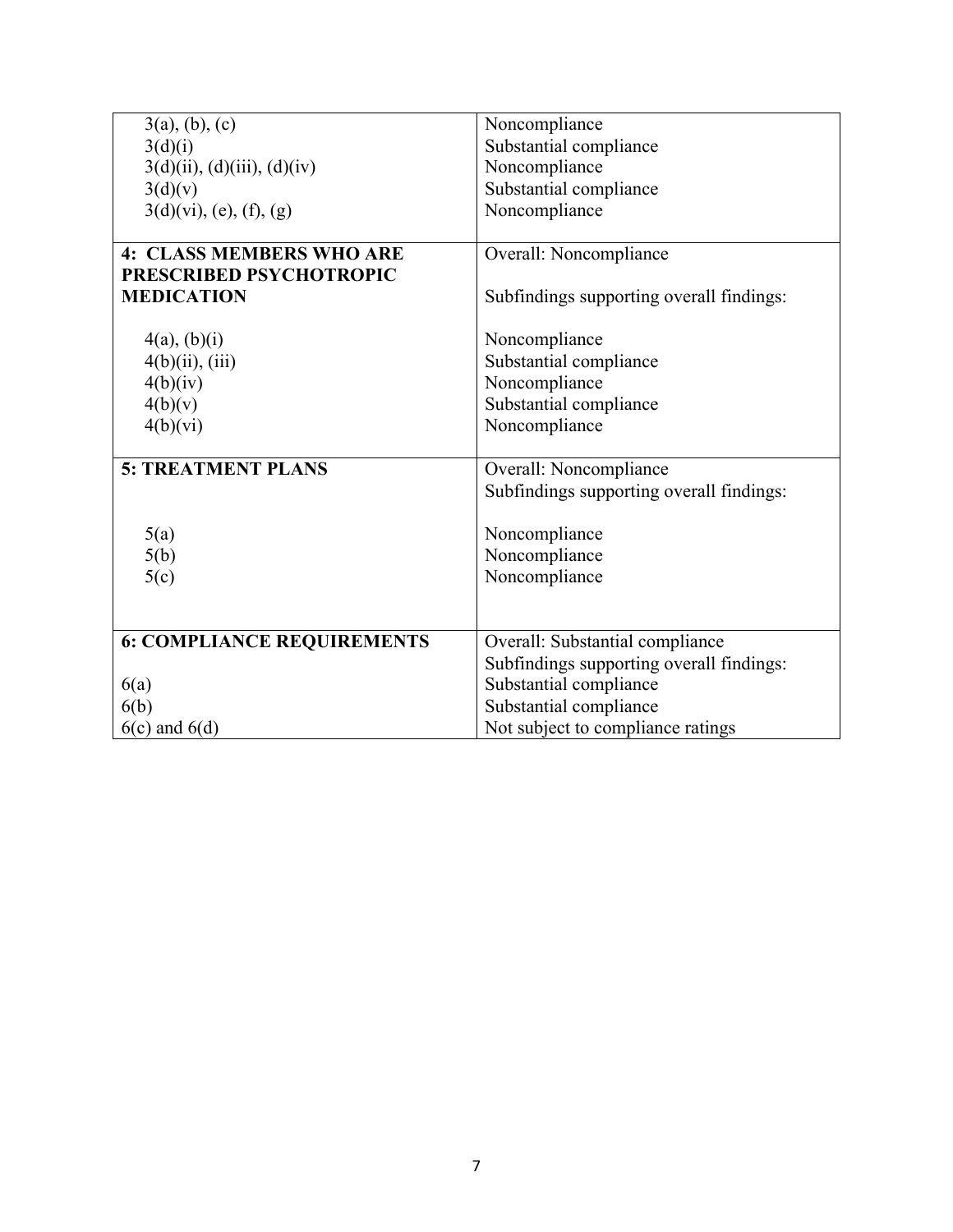| | |
|---|---|
| 3(a), (b), (c) | Noncompliance |
| 3(d)(i) | Substantial compliance |
| 3(d)(ii), (d)(iii), (d)(iv) | Noncompliance |
| 3(d)(v) | Substantial compliance |
| 3(d)(vi), (e), (f), (g) | Noncompliance |
| **4: CLASS MEMBERS WHO ARE PRESCRIBED PSYCHOTROPIC MEDICATION** | Overall: Noncompliance<br><br>Subfindings supporting overall findings: |
| 4(a), (b)(i) | Noncompliance |
| 4(b)(ii), (iii) | Substantial compliance |
| 4(b)(iv) | Noncompliance |
| 4(b)(v) | Substantial compliance |
| 4(b)(vi) | Noncompliance |
| **5: TREATMENT PLANS** | Overall: Noncompliance<br>Subfindings supporting overall findings: |
| 5(a) | Noncompliance |
| 5(b) | Noncompliance |
| 5(c) | Noncompliance |
| **6: COMPLIANCE REQUIREMENTS** | Overall: Substantial compliance<br>Subfindings supporting overall findings: |
| 6(a) | Substantial compliance |
| 6(b) | Substantial compliance |
| 6(c) and 6(d) | Not subject to compliance ratings |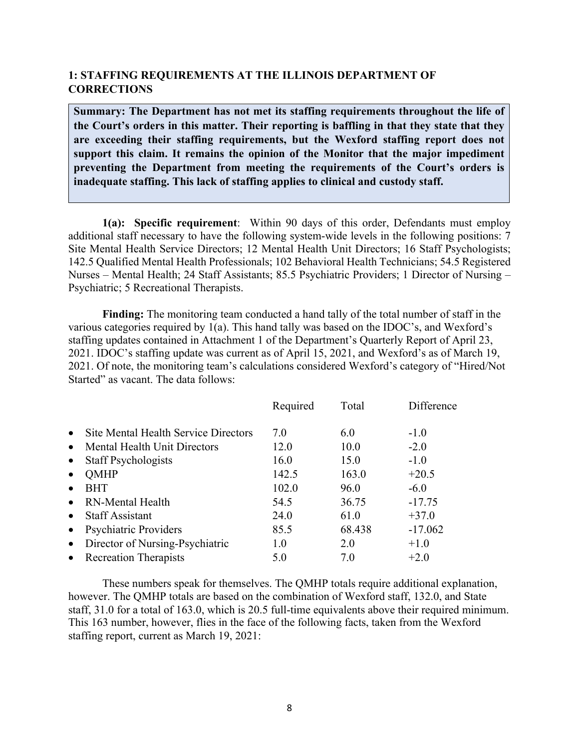## 1: STAFFING REQUIREMENTS AT THE ILLINOIS DEPARTMENT OF CORRECTIONS

**Summary: The Department has not met its staffing requirements throughout the life of the Court's orders in this matter. Their reporting is baffling in that they state that they are exceeding their staffing requirements, but the Wexford staffing report does not support this claim. It remains the opinion of the Monitor that the major impediment preventing the Department from meeting the requirements of the Court's orders is inadequate staffing. This lack of staffing applies to clinical and custody staff.**

**1(a): Specific requirement**: Within 90 days of this order, Defendants must employ additional staff necessary to have the following system-wide levels in the following positions: 7 Site Mental Health Service Directors; 12 Mental Health Unit Directors; 16 Staff Psychologists; 142.5 Qualified Mental Health Professionals; 102 Behavioral Health Technicians; 54.5 Registered Nurses – Mental Health; 24 Staff Assistants; 85.5 Psychiatric Providers; 1 Director of Nursing – Psychiatric; 5 Recreational Therapists.

**Finding:** The monitoring team conducted a hand tally of the total number of staff in the various categories required by 1(a). This hand tally was based on the IDOC's, and Wexford's staffing updates contained in Attachment 1 of the Department's Quarterly Report of April 23, 2021. IDOC's staffing update was current as of April 15, 2021, and Wexford's as of March 19, 2021. Of note, the monitoring team's calculations considered Wexford's category of "Hired/Not Started" as vacant. The data follows:

| | Required | Total | Difference |
|---|---|---|---|
| • Site Mental Health Service Directors | 7.0 | 6.0 | -1.0 |
| • Mental Health Unit Directors | 12.0 | 10.0 | -2.0 |
| • Staff Psychologists | 16.0 | 15.0 | -1.0 |
| • QMHP | 142.5 | 163.0 | +20.5 |
| • BHT | 102.0 | 96.0 | -6.0 |
| • RN-Mental Health | 54.5 | 36.75 | -17.75 |
| • Staff Assistant | 24.0 | 61.0 | +37.0 |
| • Psychiatric Providers | 85.5 | 68.438 | -17.062 |
| • Director of Nursing-Psychiatric | 1.0 | 2.0 | +1.0 |
| • Recreation Therapists | 5.0 | 7.0 | +2.0 |

These numbers speak for themselves. The QMHP totals require additional explanation, however. The QMHP totals are based on the combination of Wexford staff, 132.0, and State staff, 31.0 for a total of 163.0, which is 20.5 full-time equivalents above their required minimum. This 163 number, however, flies in the face of the following facts, taken from the Wexford staffing report, current as March 19, 2021: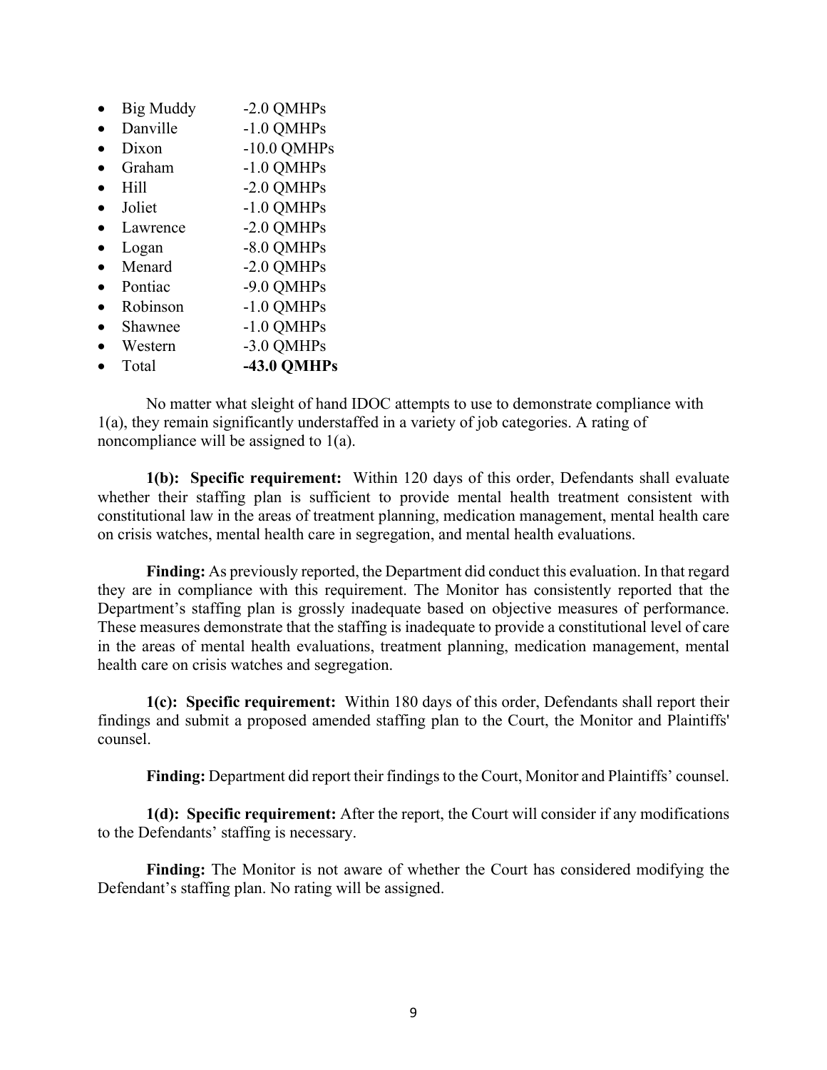- Big Muddy -2.0 QMHPs
- Danville -1.0 QMHPs
- Dixon -10.0 QMHPs
- Graham -1.0 QMHPs
- Hill -2.0 QMHPs
- Joliet -1.0 QMHPs
- Lawrence -2.0 QMHPs
- Logan -8.0 QMHPs
- Menard -2.0 QMHPs
- Pontiac -9.0 QMHPs
- Robinson -1.0 QMHPs
- Shawnee -1.0 QMHPs
- Western -3.0 QMHPs
- Total **-43.0 QMHPs**

No matter what sleight of hand IDOC attempts to use to demonstrate compliance with 1(a), they remain significantly understaffed in a variety of job categories. A rating of noncompliance will be assigned to 1(a).

**1(b): Specific requirement:** Within 120 days of this order, Defendants shall evaluate whether their staffing plan is sufficient to provide mental health treatment consistent with constitutional law in the areas of treatment planning, medication management, mental health care on crisis watches, mental health care in segregation, and mental health evaluations.

**Finding:** As previously reported, the Department did conduct this evaluation. In that regard they are in compliance with this requirement. The Monitor has consistently reported that the Department's staffing plan is grossly inadequate based on objective measures of performance. These measures demonstrate that the staffing is inadequate to provide a constitutional level of care in the areas of mental health evaluations, treatment planning, medication management, mental health care on crisis watches and segregation.

**1(c): Specific requirement:** Within 180 days of this order, Defendants shall report their findings and submit a proposed amended staffing plan to the Court, the Monitor and Plaintiffs' counsel.

**Finding:** Department did report their findings to the Court, Monitor and Plaintiffs' counsel.

**1(d): Specific requirement:** After the report, the Court will consider if any modifications to the Defendants' staffing is necessary.

**Finding:** The Monitor is not aware of whether the Court has considered modifying the Defendant's staffing plan. No rating will be assigned.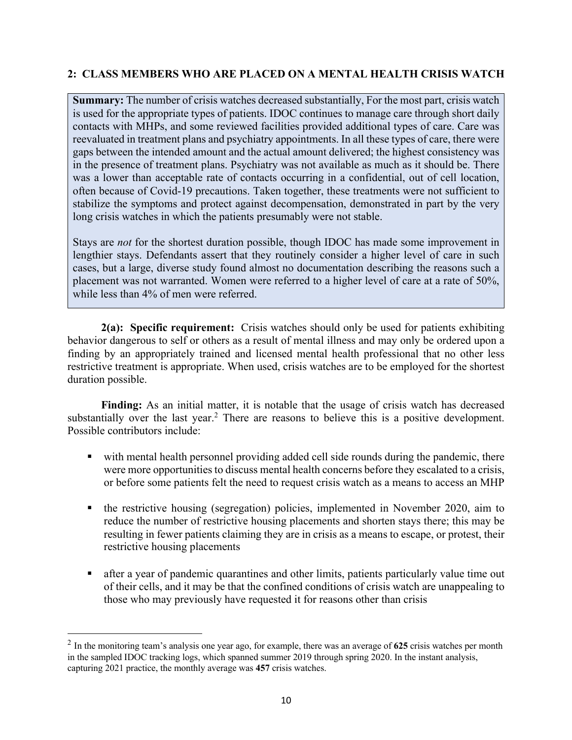## 2: CLASS MEMBERS WHO ARE PLACED ON A MENTAL HEALTH CRISIS WATCH

**Summary:** The number of crisis watches decreased substantially, For the most part, crisis watch is used for the appropriate types of patients. IDOC continues to manage care through short daily contacts with MHPs, and some reviewed facilities provided additional types of care. Care was reevaluated in treatment plans and psychiatry appointments. In all these types of care, there were gaps between the intended amount and the actual amount delivered; the highest consistency was in the presence of treatment plans. Psychiatry was not available as much as it should be. There was a lower than acceptable rate of contacts occurring in a confidential, out of cell location, often because of Covid-19 precautions. Taken together, these treatments were not sufficient to stabilize the symptoms and protect against decompensation, demonstrated in part by the very long crisis watches in which the patients presumably were not stable.

Stays are *not* for the shortest duration possible, though IDOC has made some improvement in lengthier stays. Defendants assert that they routinely consider a higher level of care in such cases, but a large, diverse study found almost no documentation describing the reasons such a placement was not warranted. Women were referred to a higher level of care at a rate of 50%, while less than 4% of men were referred.

**2(a): Specific requirement:** Crisis watches should only be used for patients exhibiting behavior dangerous to self or others as a result of mental illness and may only be ordered upon a finding by an appropriately trained and licensed mental health professional that no other less restrictive treatment is appropriate. When used, crisis watches are to be employed for the shortest duration possible.

**Finding:** As an initial matter, it is notable that the usage of crisis watch has decreased substantially over the last year.[2] There are reasons to believe this is a positive development. Possible contributors include:

- with mental health personnel providing added cell side rounds during the pandemic, there were more opportunities to discuss mental health concerns before they escalated to a crisis, or before some patients felt the need to request crisis watch as a means to access an MHP
- the restrictive housing (segregation) policies, implemented in November 2020, aim to reduce the number of restrictive housing placements and shorten stays there; this may be resulting in fewer patients claiming they are in crisis as a means to escape, or protest, their restrictive housing placements
- after a year of pandemic quarantines and other limits, patients particularly value time out of their cells, and it may be that the confined conditions of crisis watch are unappealing to those who may previously have requested it for reasons other than crisis

[2] In the monitoring team's analysis one year ago, for example, there was an average of **625** crisis watches per month in the sampled IDOC tracking logs, which spanned summer 2019 through spring 2020. In the instant analysis, capturing 2021 practice, the monthly average was **457** crisis watches.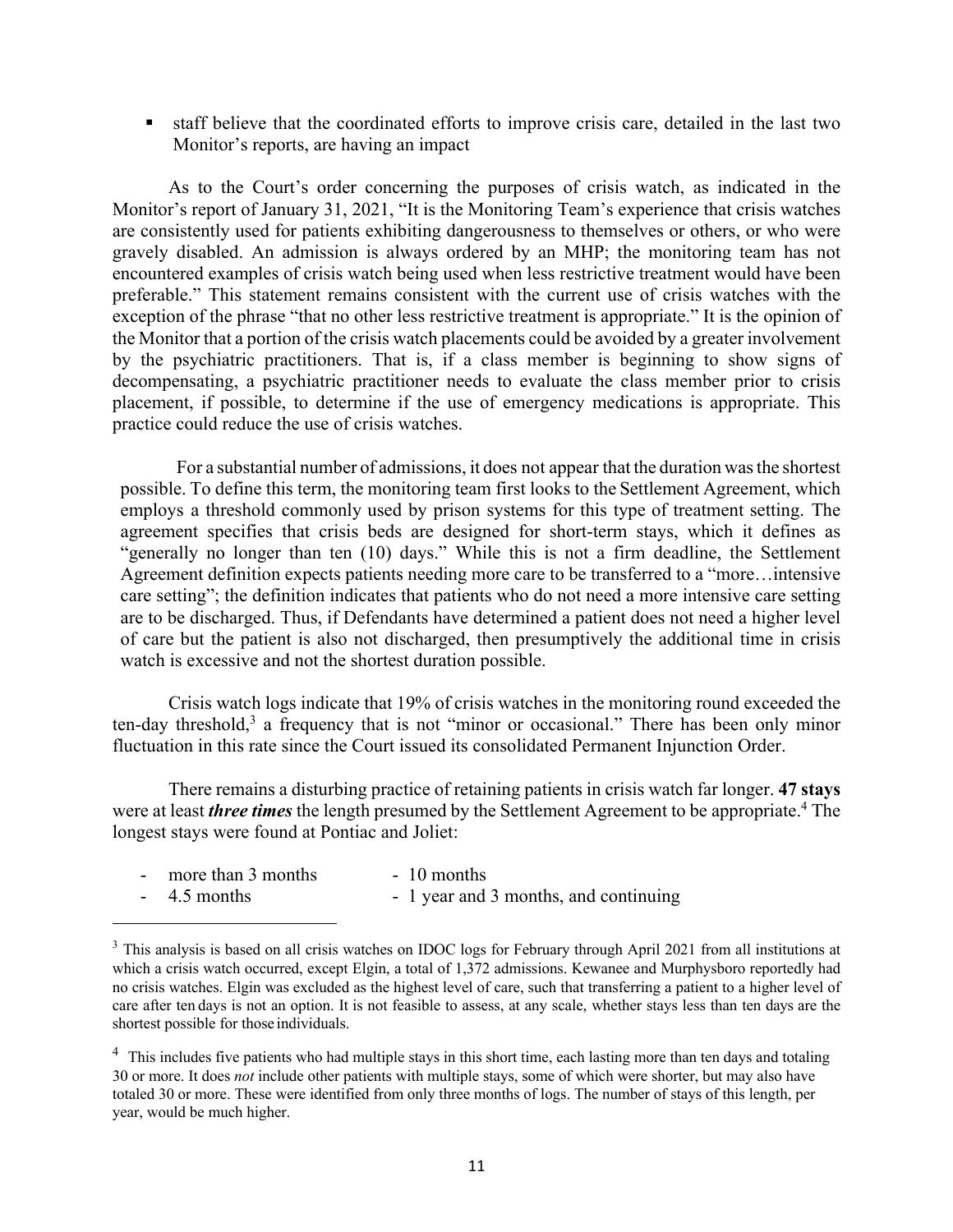- staff believe that the coordinated efforts to improve crisis care, detailed in the last two Monitor's reports, are having an impact

As to the Court's order concerning the purposes of crisis watch, as indicated in the Monitor's report of January 31, 2021, "It is the Monitoring Team's experience that crisis watches are consistently used for patients exhibiting dangerousness to themselves or others, or who were gravely disabled. An admission is always ordered by an MHP; the monitoring team has not encountered examples of crisis watch being used when less restrictive treatment would have been preferable." This statement remains consistent with the current use of crisis watches with the exception of the phrase "that no other less restrictive treatment is appropriate." It is the opinion of the Monitor that a portion of the crisis watch placements could be avoided by a greater involvement by the psychiatric practitioners. That is, if a class member is beginning to show signs of decompensating, a psychiatric practitioner needs to evaluate the class member prior to crisis placement, if possible, to determine if the use of emergency medications is appropriate. This practice could reduce the use of crisis watches.

For a substantial number of admissions, it does not appear that the duration was the shortest possible. To define this term, the monitoring team first looks to the Settlement Agreement, which employs a threshold commonly used by prison systems for this type of treatment setting. The agreement specifies that crisis beds are designed for short-term stays, which it defines as "generally no longer than ten (10) days." While this is not a firm deadline, the Settlement Agreement definition expects patients needing more care to be transferred to a "more…intensive care setting"; the definition indicates that patients who do not need a more intensive care setting are to be discharged. Thus, if Defendants have determined a patient does not need a higher level of care but the patient is also not discharged, then presumptively the additional time in crisis watch is excessive and not the shortest duration possible.

Crisis watch logs indicate that 19% of crisis watches in the monitoring round exceeded the ten-day threshold,[3] a frequency that is not "minor or occasional." There has been only minor fluctuation in this rate since the Court issued its consolidated Permanent Injunction Order.

There remains a disturbing practice of retaining patients in crisis watch far longer. **47 stays** were at least ***three times*** the length presumed by the Settlement Agreement to be appropriate.[4] The longest stays were found at Pontiac and Joliet:

- more than 3 months
- 4.5 months
- 10 months
- 1 year and 3 months, and continuing

[3] This analysis is based on all crisis watches on IDOC logs for February through April 2021 from all institutions at which a crisis watch occurred, except Elgin, a total of 1,372 admissions. Kewanee and Murphysboro reportedly had no crisis watches. Elgin was excluded as the highest level of care, such that transferring a patient to a higher level of care after ten days is not an option. It is not feasible to assess, at any scale, whether stays less than ten days are the shortest possible for those individuals.

[4] This includes five patients who had multiple stays in this short time, each lasting more than ten days and totaling 30 or more. It does *not* include other patients with multiple stays, some of which were shorter, but may also have totaled 30 or more. These were identified from only three months of logs. The number of stays of this length, per year, would be much higher.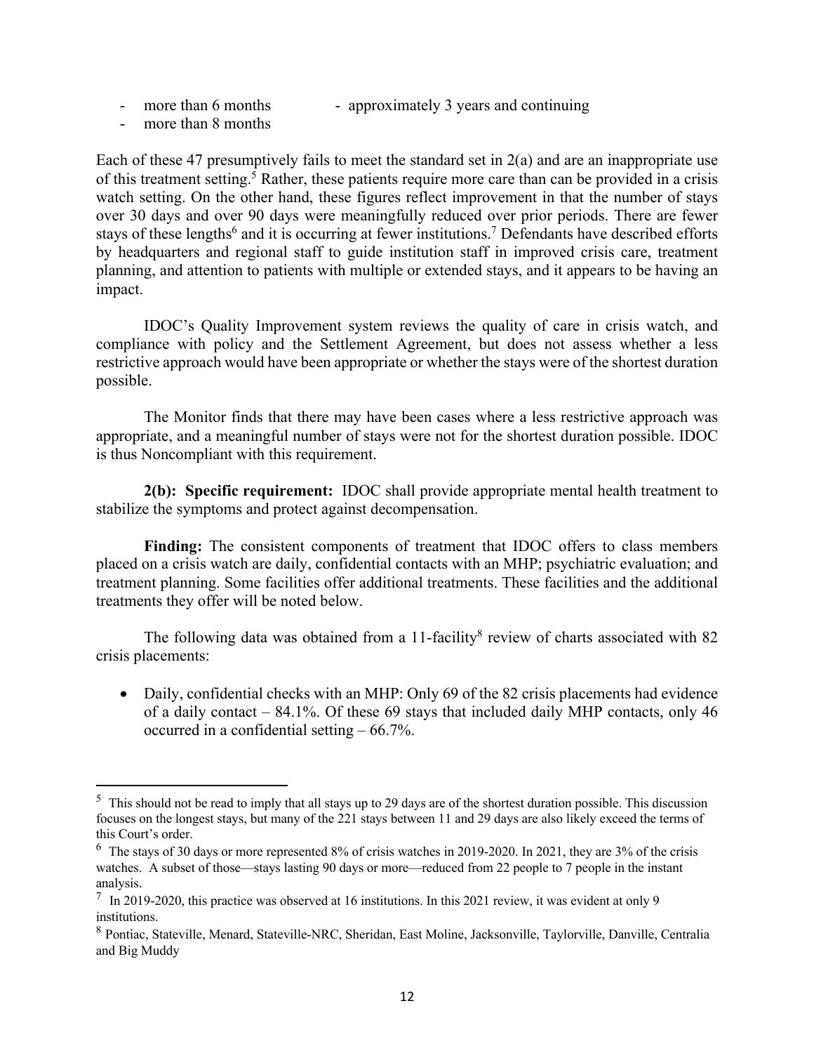- more than 6 months
- more than 8 months
- approximately 3 years and continuing

Each of these 47 presumptively fails to meet the standard set in 2(a) and are an inappropriate use of this treatment setting.[5] Rather, these patients require more care than can be provided in a crisis watch setting. On the other hand, these figures reflect improvement in that the number of stays over 30 days and over 90 days were meaningfully reduced over prior periods. There are fewer stays of these lengths[6] and it is occurring at fewer institutions.[7] Defendants have described efforts by headquarters and regional staff to guide institution staff in improved crisis care, treatment planning, and attention to patients with multiple or extended stays, and it appears to be having an impact.

IDOC's Quality Improvement system reviews the quality of care in crisis watch, and compliance with policy and the Settlement Agreement, but does not assess whether a less restrictive approach would have been appropriate or whether the stays were of the shortest duration possible.

The Monitor finds that there may have been cases where a less restrictive approach was appropriate, and a meaningful number of stays were not for the shortest duration possible. IDOC is thus Noncompliant with this requirement.

**2(b): Specific requirement:** IDOC shall provide appropriate mental health treatment to stabilize the symptoms and protect against decompensation.

**Finding:** The consistent components of treatment that IDOC offers to class members placed on a crisis watch are daily, confidential contacts with an MHP; psychiatric evaluation; and treatment planning. Some facilities offer additional treatments. These facilities and the additional treatments they offer will be noted below.

The following data was obtained from a 11-facility[8] review of charts associated with 82 crisis placements:

- Daily, confidential checks with an MHP: Only 69 of the 82 crisis placements had evidence of a daily contact – 84.1%. Of these 69 stays that included daily MHP contacts, only 46 occurred in a confidential setting – 66.7%.

---

[5] This should not be read to imply that all stays up to 29 days are of the shortest duration possible. This discussion focuses on the longest stays, but many of the 221 stays between 11 and 29 days are also likely exceed the terms of this Court's order.

[6] The stays of 30 days or more represented 8% of crisis watches in 2019-2020. In 2021, they are 3% of the crisis watches. A subset of those—stays lasting 90 days or more—reduced from 22 people to 7 people in the instant analysis.

[7] In 2019-2020, this practice was observed at 16 institutions. In this 2021 review, it was evident at only 9 institutions.

[8] Pontiac, Stateville, Menard, Stateville-NRC, Sheridan, East Moline, Jacksonville, Taylorville, Danville, Centralia and Big Muddy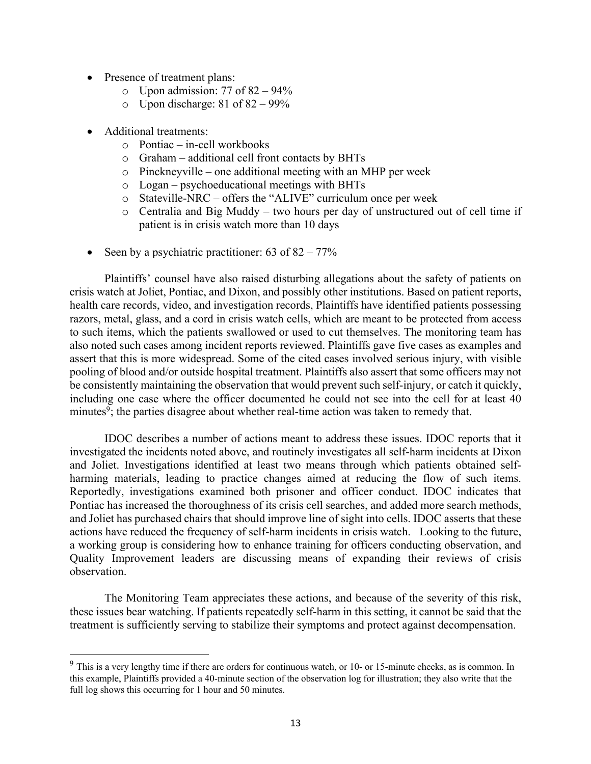- Presence of treatment plans:
  - Upon admission: 77 of 82 – 94%
  - Upon discharge: 81 of 82 – 99%

- Additional treatments:
  - Pontiac – in-cell workbooks
  - Graham – additional cell front contacts by BHTs
  - Pinckneyville – one additional meeting with an MHP per week
  - Logan – psychoeducational meetings with BHTs
  - Stateville-NRC – offers the "ALIVE" curriculum once per week
  - Centralia and Big Muddy – two hours per day of unstructured out of cell time if patient is in crisis watch more than 10 days

- Seen by a psychiatric practitioner: 63 of 82 – 77%

Plaintiffs' counsel have also raised disturbing allegations about the safety of patients on crisis watch at Joliet, Pontiac, and Dixon, and possibly other institutions. Based on patient reports, health care records, video, and investigation records, Plaintiffs have identified patients possessing razors, metal, glass, and a cord in crisis watch cells, which are meant to be protected from access to such items, which the patients swallowed or used to cut themselves. The monitoring team has also noted such cases among incident reports reviewed. Plaintiffs gave five cases as examples and assert that this is more widespread. Some of the cited cases involved serious injury, with visible pooling of blood and/or outside hospital treatment. Plaintiffs also assert that some officers may not be consistently maintaining the observation that would prevent such self-injury, or catch it quickly, including one case where the officer documented he could not see into the cell for at least 40 minutes[9]; the parties disagree about whether real-time action was taken to remedy that.

IDOC describes a number of actions meant to address these issues. IDOC reports that it investigated the incidents noted above, and routinely investigates all self-harm incidents at Dixon and Joliet. Investigations identified at least two means through which patients obtained self-harming materials, leading to practice changes aimed at reducing the flow of such items. Reportedly, investigations examined both prisoner and officer conduct. IDOC indicates that Pontiac has increased the thoroughness of its crisis cell searches, and added more search methods, and Joliet has purchased chairs that should improve line of sight into cells. IDOC asserts that these actions have reduced the frequency of self-harm incidents in crisis watch. Looking to the future, a working group is considering how to enhance training for officers conducting observation, and Quality Improvement leaders are discussing means of expanding their reviews of crisis observation.

The Monitoring Team appreciates these actions, and because of the severity of this risk, these issues bear watching. If patients repeatedly self-harm in this setting, it cannot be said that the treatment is sufficiently serving to stabilize their symptoms and protect against decompensation.

[9] This is a very lengthy time if there are orders for continuous watch, or 10- or 15-minute checks, as is common. In this example, Plaintiffs provided a 40-minute section of the observation log for illustration; they also write that the full log shows this occurring for 1 hour and 50 minutes.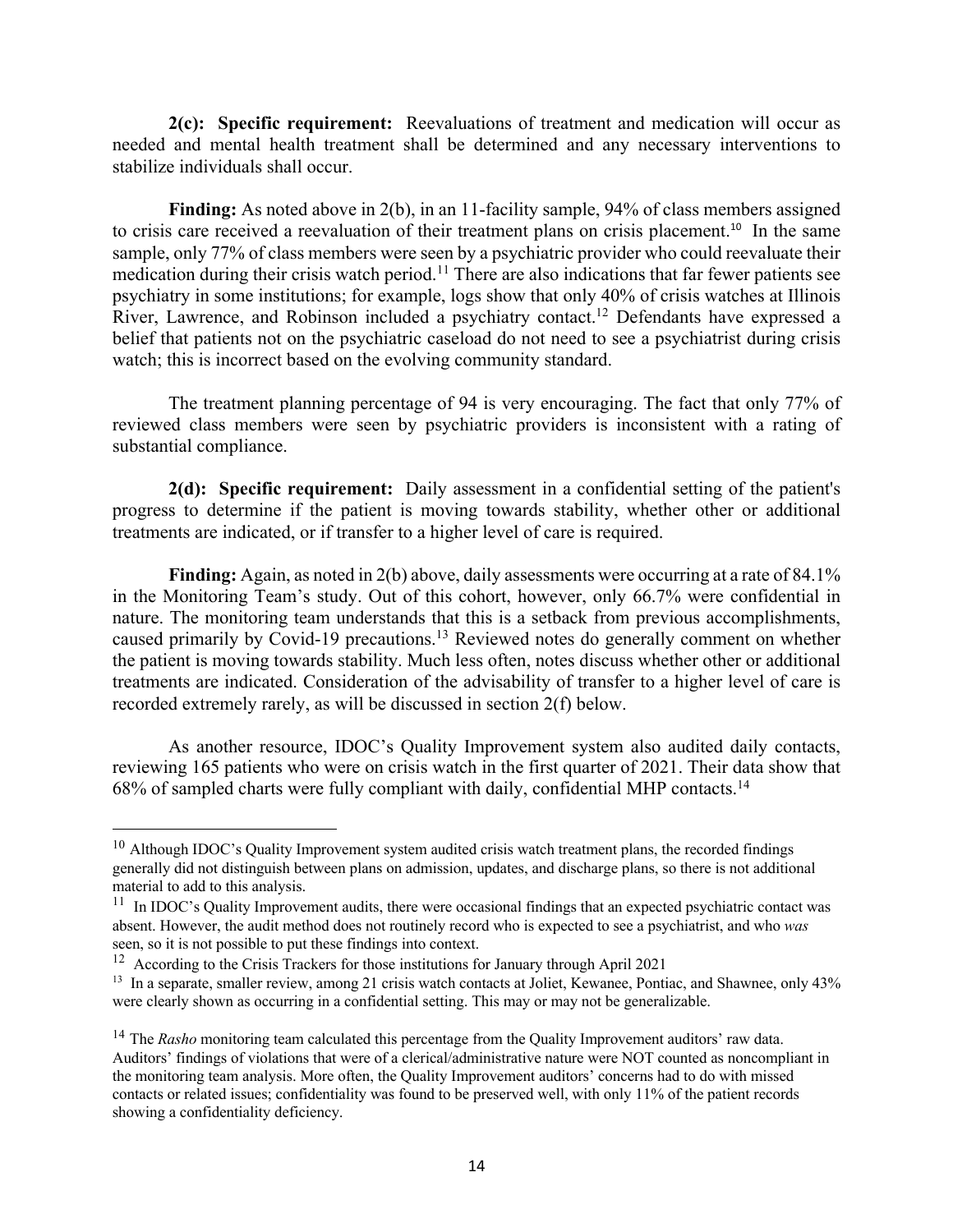**2(c): Specific requirement:** Reevaluations of treatment and medication will occur as needed and mental health treatment shall be determined and any necessary interventions to stabilize individuals shall occur.

**Finding:** As noted above in 2(b), in an 11-facility sample, 94% of class members assigned to crisis care received a reevaluation of their treatment plans on crisis placement.[10] In the same sample, only 77% of class members were seen by a psychiatric provider who could reevaluate their medication during their crisis watch period.[11] There are also indications that far fewer patients see psychiatry in some institutions; for example, logs show that only 40% of crisis watches at Illinois River, Lawrence, and Robinson included a psychiatry contact.[12] Defendants have expressed a belief that patients not on the psychiatric caseload do not need to see a psychiatrist during crisis watch; this is incorrect based on the evolving community standard.

The treatment planning percentage of 94 is very encouraging. The fact that only 77% of reviewed class members were seen by psychiatric providers is inconsistent with a rating of substantial compliance.

**2(d): Specific requirement:** Daily assessment in a confidential setting of the patient's progress to determine if the patient is moving towards stability, whether other or additional treatments are indicated, or if transfer to a higher level of care is required.

**Finding:** Again, as noted in 2(b) above, daily assessments were occurring at a rate of 84.1% in the Monitoring Team's study. Out of this cohort, however, only 66.7% were confidential in nature. The monitoring team understands that this is a setback from previous accomplishments, caused primarily by Covid-19 precautions.[13] Reviewed notes do generally comment on whether the patient is moving towards stability. Much less often, notes discuss whether other or additional treatments are indicated. Consideration of the advisability of transfer to a higher level of care is recorded extremely rarely, as will be discussed in section 2(f) below.

As another resource, IDOC's Quality Improvement system also audited daily contacts, reviewing 165 patients who were on crisis watch in the first quarter of 2021. Their data show that 68% of sampled charts were fully compliant with daily, confidential MHP contacts.[14]

---

[10] Although IDOC's Quality Improvement system audited crisis watch treatment plans, the recorded findings generally did not distinguish between plans on admission, updates, and discharge plans, so there is not additional material to add to this analysis.

[11] In IDOC's Quality Improvement audits, there were occasional findings that an expected psychiatric contact was absent. However, the audit method does not routinely record who is expected to see a psychiatrist, and who *was* seen, so it is not possible to put these findings into context.

[12] According to the Crisis Trackers for those institutions for January through April 2021

[13] In a separate, smaller review, among 21 crisis watch contacts at Joliet, Kewanee, Pontiac, and Shawnee, only 43% were clearly shown as occurring in a confidential setting. This may or may not be generalizable.

[14] The *Rasho* monitoring team calculated this percentage from the Quality Improvement auditors' raw data. Auditors' findings of violations that were of a clerical/administrative nature were NOT counted as noncompliant in the monitoring team analysis. More often, the Quality Improvement auditors' concerns had to do with missed contacts or related issues; confidentiality was found to be preserved well, with only 11% of the patient records showing a confidentiality deficiency.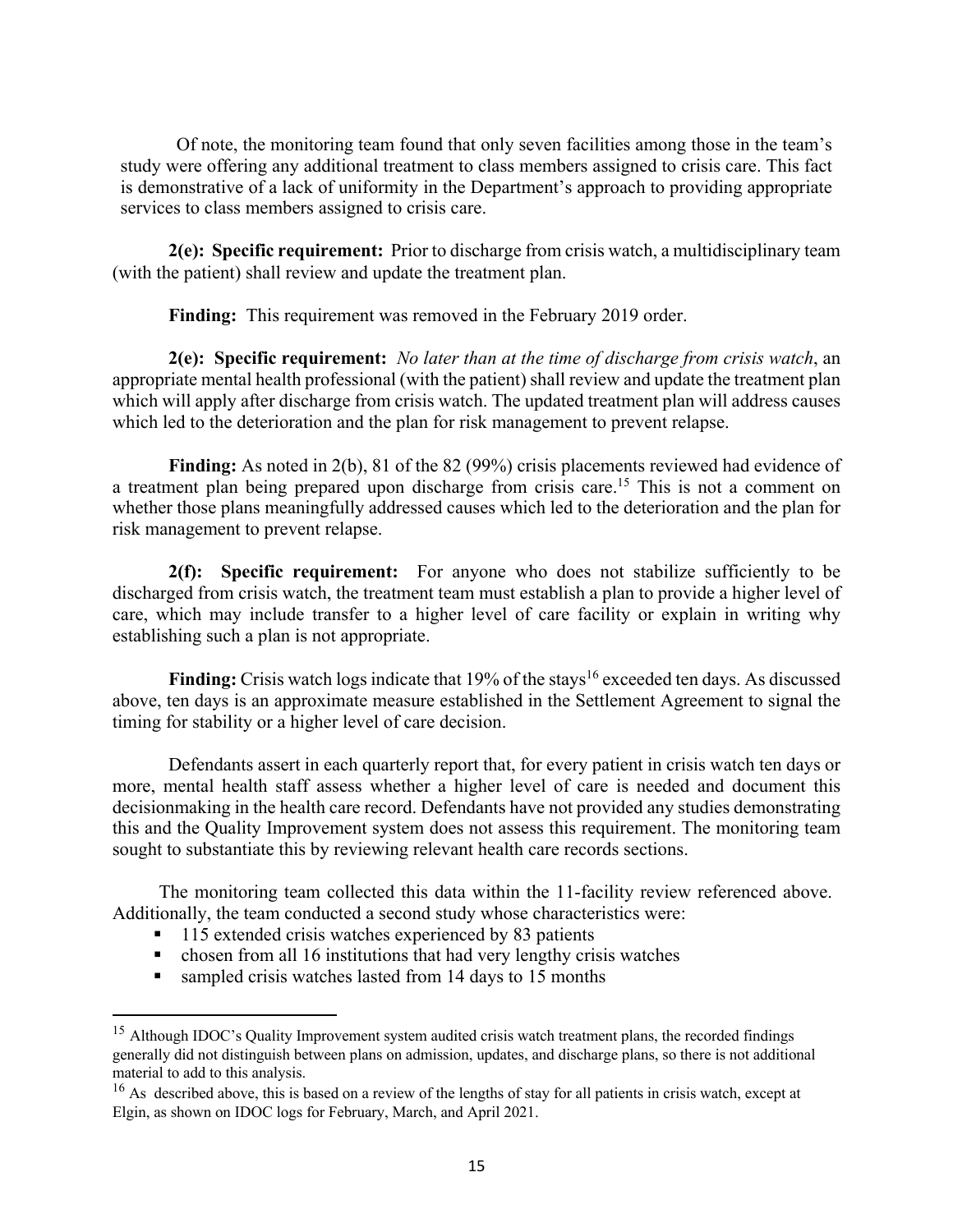Of note, the monitoring team found that only seven facilities among those in the team's study were offering any additional treatment to class members assigned to crisis care. This fact is demonstrative of a lack of uniformity in the Department's approach to providing appropriate services to class members assigned to crisis care.

**2(e): Specific requirement:** Prior to discharge from crisis watch, a multidisciplinary team (with the patient) shall review and update the treatment plan.

**Finding:** This requirement was removed in the February 2019 order.

**2(e): Specific requirement:** *No later than at the time of discharge from crisis watch*, an appropriate mental health professional (with the patient) shall review and update the treatment plan which will apply after discharge from crisis watch. The updated treatment plan will address causes which led to the deterioration and the plan for risk management to prevent relapse.

**Finding:** As noted in 2(b), 81 of the 82 (99%) crisis placements reviewed had evidence of a treatment plan being prepared upon discharge from crisis care.[15] This is not a comment on whether those plans meaningfully addressed causes which led to the deterioration and the plan for risk management to prevent relapse.

**2(f): Specific requirement:** For anyone who does not stabilize sufficiently to be discharged from crisis watch, the treatment team must establish a plan to provide a higher level of care, which may include transfer to a higher level of care facility or explain in writing why establishing such a plan is not appropriate.

**Finding:** Crisis watch logs indicate that 19% of the stays[16] exceeded ten days. As discussed above, ten days is an approximate measure established in the Settlement Agreement to signal the timing for stability or a higher level of care decision.

Defendants assert in each quarterly report that, for every patient in crisis watch ten days or more, mental health staff assess whether a higher level of care is needed and document this decisionmaking in the health care record. Defendants have not provided any studies demonstrating this and the Quality Improvement system does not assess this requirement. The monitoring team sought to substantiate this by reviewing relevant health care records sections.

The monitoring team collected this data within the 11-facility review referenced above. Additionally, the team conducted a second study whose characteristics were:

- 115 extended crisis watches experienced by 83 patients
- chosen from all 16 institutions that had very lengthy crisis watches
- sampled crisis watches lasted from 14 days to 15 months

[15] Although IDOC's Quality Improvement system audited crisis watch treatment plans, the recorded findings generally did not distinguish between plans on admission, updates, and discharge plans, so there is not additional material to add to this analysis.

[16] As described above, this is based on a review of the lengths of stay for all patients in crisis watch, except at Elgin, as shown on IDOC logs for February, March, and April 2021.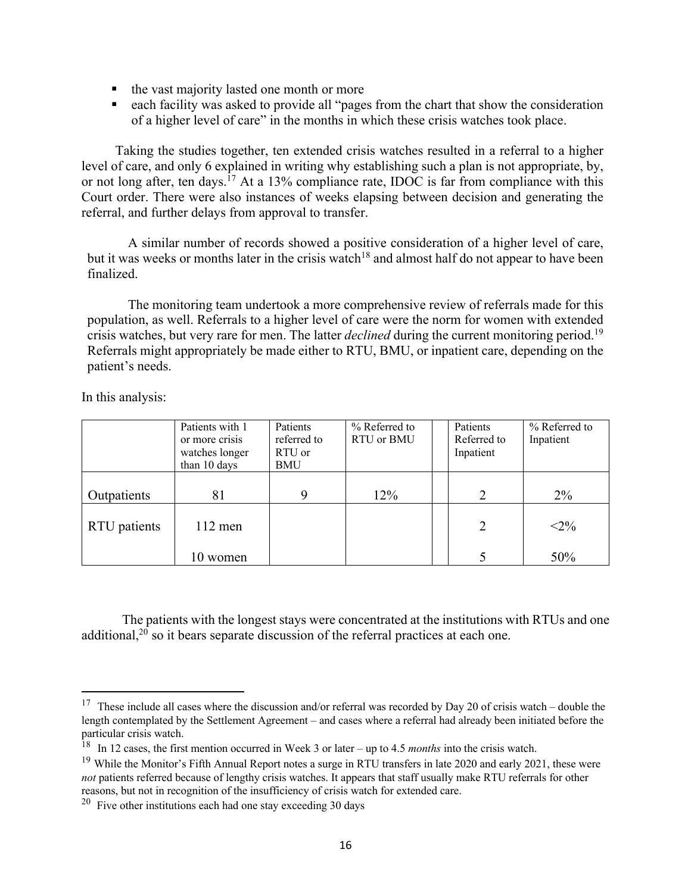- the vast majority lasted one month or more
- each facility was asked to provide all "pages from the chart that show the consideration of a higher level of care" in the months in which these crisis watches took place.

Taking the studies together, ten extended crisis watches resulted in a referral to a higher level of care, and only 6 explained in writing why establishing such a plan is not appropriate, by, or not long after, ten days.[17] At a 13% compliance rate, IDOC is far from compliance with this Court order. There were also instances of weeks elapsing between decision and generating the referral, and further delays from approval to transfer.

A similar number of records showed a positive consideration of a higher level of care, but it was weeks or months later in the crisis watch[18] and almost half do not appear to have been finalized.

The monitoring team undertook a more comprehensive review of referrals made for this population, as well. Referrals to a higher level of care were the norm for women with extended crisis watches, but very rare for men. The latter *declined* during the current monitoring period.[19] Referrals might appropriately be made either to RTU, BMU, or inpatient care, depending on the patient's needs.

In this analysis:

| | Patients with 1 or more crisis watches longer than 10 days | Patients referred to RTU or BMU | % Referred to RTU or BMU | | Patients Referred to Inpatient | % Referred to Inpatient |
|---|---|---|---|---|---|---|
| Outpatients | 81 | 9 | 12% | | 2 | 2% |
| RTU patients | 112 men | | | | 2 | <2% |
| | 10 women | | | | 5 | 50% |

The patients with the longest stays were concentrated at the institutions with RTUs and one additional,[20] so it bears separate discussion of the referral practices at each one.

---

[17] These include all cases where the discussion and/or referral was recorded by Day 20 of crisis watch – double the length contemplated by the Settlement Agreement – and cases where a referral had already been initiated before the particular crisis watch.

[18] In 12 cases, the first mention occurred in Week 3 or later – up to 4.5 *months* into the crisis watch.

[19] While the Monitor's Fifth Annual Report notes a surge in RTU transfers in late 2020 and early 2021, these were *not* patients referred because of lengthy crisis watches. It appears that staff usually make RTU referrals for other reasons, but not in recognition of the insufficiency of crisis watch for extended care.

[20] Five other institutions each had one stay exceeding 30 days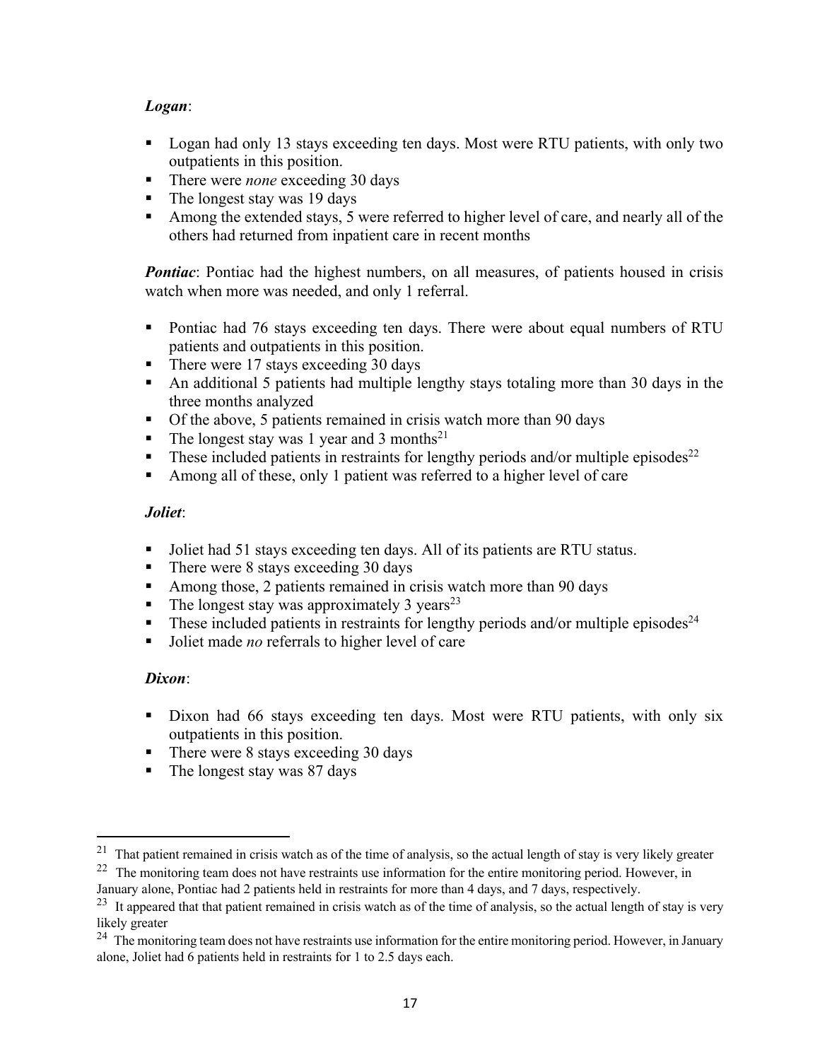***Logan***:

- Logan had only 13 stays exceeding ten days. Most were RTU patients, with only two outpatients in this position.
- There were *none* exceeding 30 days
- The longest stay was 19 days
- Among the extended stays, 5 were referred to higher level of care, and nearly all of the others had returned from inpatient care in recent months

***Pontiac***: Pontiac had the highest numbers, on all measures, of patients housed in crisis watch when more was needed, and only 1 referral.

- Pontiac had 76 stays exceeding ten days. There were about equal numbers of RTU patients and outpatients in this position.
- There were 17 stays exceeding 30 days
- An additional 5 patients had multiple lengthy stays totaling more than 30 days in the three months analyzed
- Of the above, 5 patients remained in crisis watch more than 90 days
- The longest stay was 1 year and 3 months[21]
- These included patients in restraints for lengthy periods and/or multiple episodes[22]
- Among all of these, only 1 patient was referred to a higher level of care

***Joliet***:

- Joliet had 51 stays exceeding ten days. All of its patients are RTU status.
- There were 8 stays exceeding 30 days
- Among those, 2 patients remained in crisis watch more than 90 days
- The longest stay was approximately 3 years[23]
- These included patients in restraints for lengthy periods and/or multiple episodes[24]
- Joliet made *no* referrals to higher level of care

***Dixon***:

- Dixon had 66 stays exceeding ten days. Most were RTU patients, with only six outpatients in this position.
- There were 8 stays exceeding 30 days
- The longest stay was 87 days

---

[21] That patient remained in crisis watch as of the time of analysis, so the actual length of stay is very likely greater

[22] The monitoring team does not have restraints use information for the entire monitoring period. However, in January alone, Pontiac had 2 patients held in restraints for more than 4 days, and 7 days, respectively.

[23] It appeared that that patient remained in crisis watch as of the time of analysis, so the actual length of stay is very likely greater

[24] The monitoring team does not have restraints use information for the entire monitoring period. However, in January alone, Joliet had 6 patients held in restraints for 1 to 2.5 days each.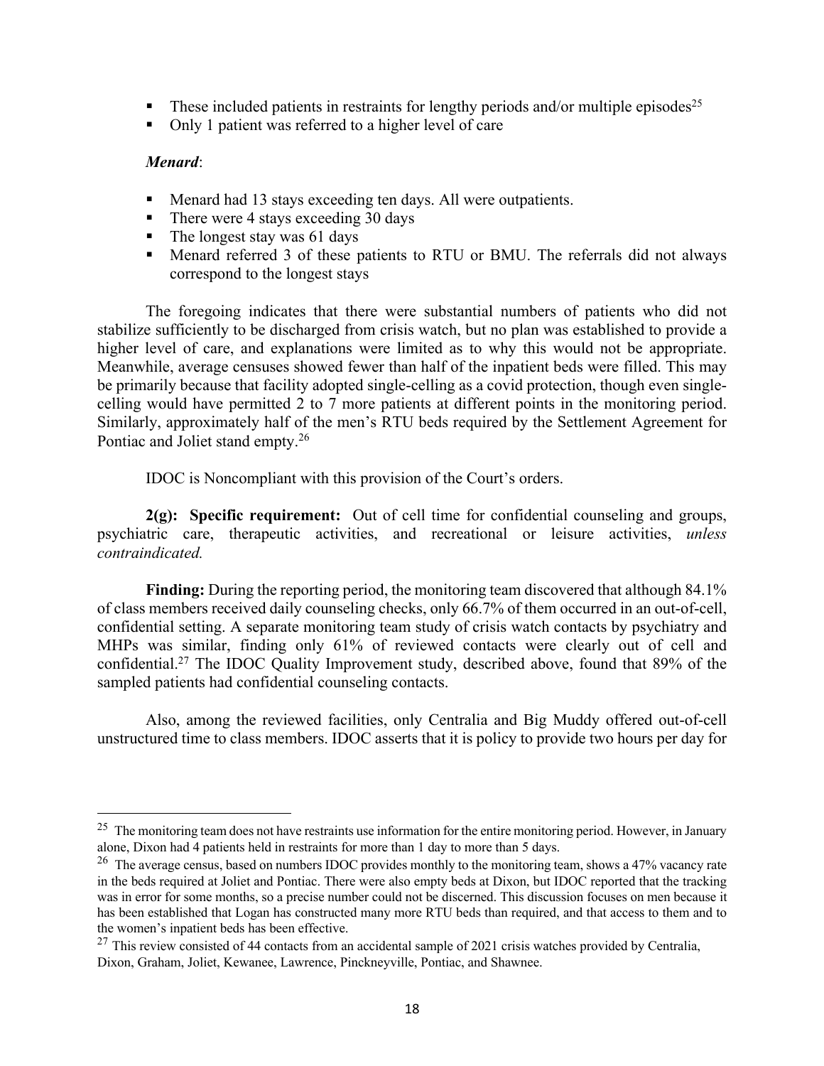- These included patients in restraints for lengthy periods and/or multiple episodes[25]
- Only 1 patient was referred to a higher level of care

*Menard*:

- Menard had 13 stays exceeding ten days. All were outpatients.
- There were 4 stays exceeding 30 days
- The longest stay was 61 days
- Menard referred 3 of these patients to RTU or BMU. The referrals did not always correspond to the longest stays

The foregoing indicates that there were substantial numbers of patients who did not stabilize sufficiently to be discharged from crisis watch, but no plan was established to provide a higher level of care, and explanations were limited as to why this would not be appropriate. Meanwhile, average censuses showed fewer than half of the inpatient beds were filled. This may be primarily because that facility adopted single-celling as a covid protection, though even single-celling would have permitted 2 to 7 more patients at different points in the monitoring period. Similarly, approximately half of the men's RTU beds required by the Settlement Agreement for Pontiac and Joliet stand empty.[26]

IDOC is Noncompliant with this provision of the Court's orders.

**2(g): Specific requirement:** Out of cell time for confidential counseling and groups, psychiatric care, therapeutic activities, and recreational or leisure activities, *unless contraindicated.*

**Finding:** During the reporting period, the monitoring team discovered that although 84.1% of class members received daily counseling checks, only 66.7% of them occurred in an out-of-cell, confidential setting. A separate monitoring team study of crisis watch contacts by psychiatry and MHPs was similar, finding only 61% of reviewed contacts were clearly out of cell and confidential.[27] The IDOC Quality Improvement study, described above, found that 89% of the sampled patients had confidential counseling contacts.

Also, among the reviewed facilities, only Centralia and Big Muddy offered out-of-cell unstructured time to class members. IDOC asserts that it is policy to provide two hours per day for

---

[25] The monitoring team does not have restraints use information for the entire monitoring period. However, in January alone, Dixon had 4 patients held in restraints for more than 1 day to more than 5 days.

[26] The average census, based on numbers IDOC provides monthly to the monitoring team, shows a 47% vacancy rate in the beds required at Joliet and Pontiac. There were also empty beds at Dixon, but IDOC reported that the tracking was in error for some months, so a precise number could not be discerned. This discussion focuses on men because it has been established that Logan has constructed many more RTU beds than required, and that access to them and to the women's inpatient beds has been effective.

[27] This review consisted of 44 contacts from an accidental sample of 2021 crisis watches provided by Centralia, Dixon, Graham, Joliet, Kewanee, Lawrence, Pinckneyville, Pontiac, and Shawnee.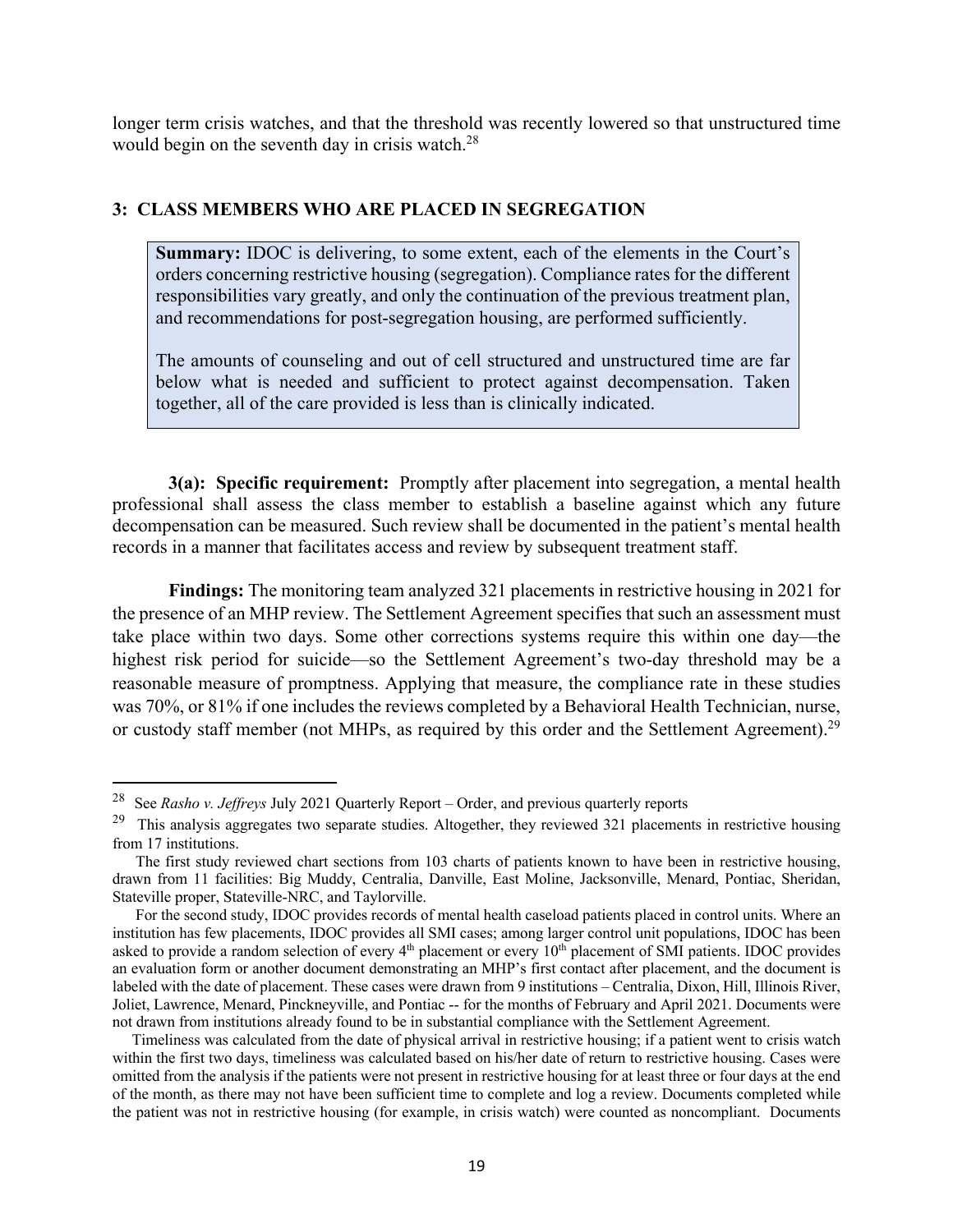longer term crisis watches, and that the threshold was recently lowered so that unstructured time would begin on the seventh day in crisis watch.[28]

### 3: CLASS MEMBERS WHO ARE PLACED IN SEGREGATION

> **Summary:** IDOC is delivering, to some extent, each of the elements in the Court's orders concerning restrictive housing (segregation). Compliance rates for the different responsibilities vary greatly, and only the continuation of the previous treatment plan, and recommendations for post-segregation housing, are performed sufficiently.
>
> The amounts of counseling and out of cell structured and unstructured time are far below what is needed and sufficient to protect against decompensation. Taken together, all of the care provided is less than is clinically indicated.

**3(a): Specific requirement:** Promptly after placement into segregation, a mental health professional shall assess the class member to establish a baseline against which any future decompensation can be measured. Such review shall be documented in the patient's mental health records in a manner that facilitates access and review by subsequent treatment staff.

**Findings:** The monitoring team analyzed 321 placements in restrictive housing in 2021 for the presence of an MHP review. The Settlement Agreement specifies that such an assessment must take place within two days. Some other corrections systems require this within one day—the highest risk period for suicide—so the Settlement Agreement's two-day threshold may be a reasonable measure of promptness. Applying that measure, the compliance rate in these studies was 70%, or 81% if one includes the reviews completed by a Behavioral Health Technician, nurse, or custody staff member (not MHPs, as required by this order and the Settlement Agreement).[29]

---

[28] See *Rasho v. Jeffreys* July 2021 Quarterly Report – Order, and previous quarterly reports

[29] This analysis aggregates two separate studies. Altogether, they reviewed 321 placements in restrictive housing from 17 institutions.

The first study reviewed chart sections from 103 charts of patients known to have been in restrictive housing, drawn from 11 facilities: Big Muddy, Centralia, Danville, East Moline, Jacksonville, Menard, Pontiac, Sheridan, Stateville proper, Stateville-NRC, and Taylorville.

For the second study, IDOC provides records of mental health caseload patients placed in control units. Where an institution has few placements, IDOC provides all SMI cases; among larger control unit populations, IDOC has been asked to provide a random selection of every 4th placement or every 10th placement of SMI patients. IDOC provides an evaluation form or another document demonstrating an MHP's first contact after placement, and the document is labeled with the date of placement. These cases were drawn from 9 institutions – Centralia, Dixon, Hill, Illinois River, Joliet, Lawrence, Menard, Pinckneyville, and Pontiac -- for the months of February and April 2021. Documents were not drawn from institutions already found to be in substantial compliance with the Settlement Agreement.

Timeliness was calculated from the date of physical arrival in restrictive housing; if a patient went to crisis watch within the first two days, timeliness was calculated based on his/her date of return to restrictive housing. Cases were omitted from the analysis if the patients were not present in restrictive housing for at least three or four days at the end of the month, as there may not have been sufficient time to complete and log a review. Documents completed while the patient was not in restrictive housing (for example, in crisis watch) were counted as noncompliant. Documents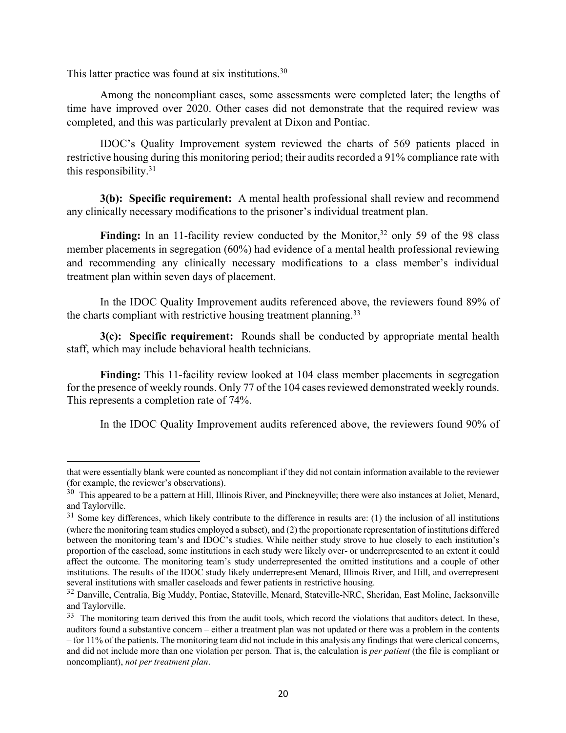This latter practice was found at six institutions.[30]

Among the noncompliant cases, some assessments were completed later; the lengths of time have improved over 2020. Other cases did not demonstrate that the required review was completed, and this was particularly prevalent at Dixon and Pontiac.

IDOC's Quality Improvement system reviewed the charts of 569 patients placed in restrictive housing during this monitoring period; their audits recorded a 91% compliance rate with this responsibility.[31]

**3(b): Specific requirement:** A mental health professional shall review and recommend any clinically necessary modifications to the prisoner's individual treatment plan.

**Finding:** In an 11-facility review conducted by the Monitor,[32] only 59 of the 98 class member placements in segregation (60%) had evidence of a mental health professional reviewing and recommending any clinically necessary modifications to a class member's individual treatment plan within seven days of placement.

In the IDOC Quality Improvement audits referenced above, the reviewers found 89% of the charts compliant with restrictive housing treatment planning.[33]

**3(c): Specific requirement:** Rounds shall be conducted by appropriate mental health staff, which may include behavioral health technicians.

**Finding:** This 11-facility review looked at 104 class member placements in segregation for the presence of weekly rounds. Only 77 of the 104 cases reviewed demonstrated weekly rounds. This represents a completion rate of 74%.

In the IDOC Quality Improvement audits referenced above, the reviewers found 90% of

---

that were essentially blank were counted as noncompliant if they did not contain information available to the reviewer (for example, the reviewer's observations).

[30] This appeared to be a pattern at Hill, Illinois River, and Pinckneyville; there were also instances at Joliet, Menard, and Taylorville.

[31] Some key differences, which likely contribute to the difference in results are: (1) the inclusion of all institutions (where the monitoring team studies employed a subset), and (2) the proportionate representation of institutions differed between the monitoring team's and IDOC's studies. While neither study strove to hue closely to each institution's proportion of the caseload, some institutions in each study were likely over- or underrepresented to an extent it could affect the outcome. The monitoring team's study underrepresented the omitted institutions and a couple of other institutions. The results of the IDOC study likely underrepresent Menard, Illinois River, and Hill, and overrepresent several institutions with smaller caseloads and fewer patients in restrictive housing.

[32] Danville, Centralia, Big Muddy, Pontiac, Stateville, Menard, Stateville-NRC, Sheridan, East Moline, Jacksonville and Taylorville.

[33] The monitoring team derived this from the audit tools, which record the violations that auditors detect. In these, auditors found a substantive concern – either a treatment plan was not updated or there was a problem in the contents – for 11% of the patients. The monitoring team did not include in this analysis any findings that were clerical concerns, and did not include more than one violation per person. That is, the calculation is *per patient* (the file is compliant or noncompliant), *not per treatment plan*.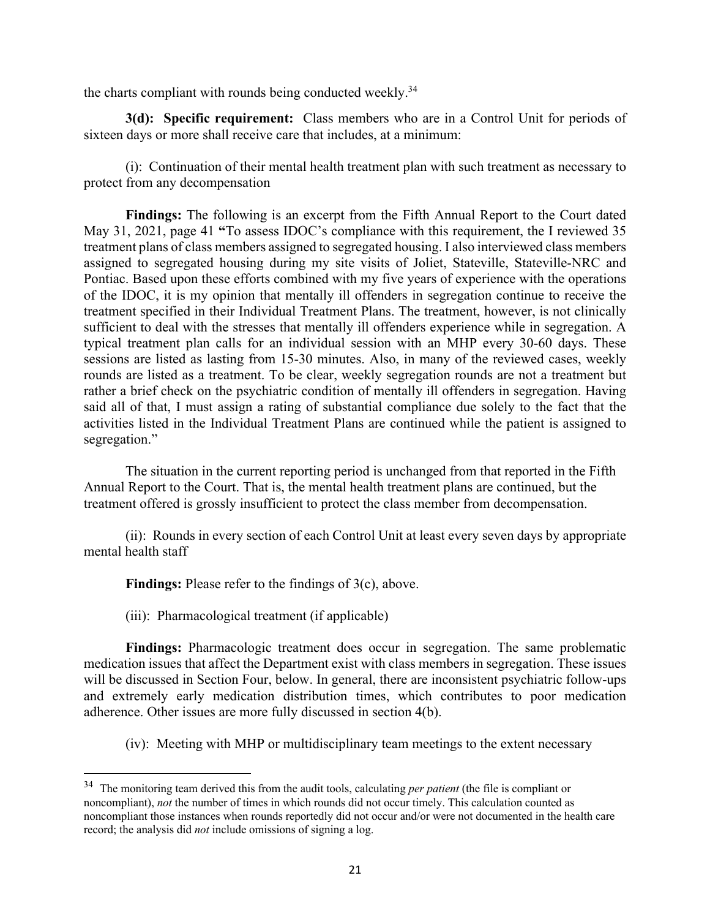the charts compliant with rounds being conducted weekly.[34]

**3(d): Specific requirement:** Class members who are in a Control Unit for periods of sixteen days or more shall receive care that includes, at a minimum:

(i): Continuation of their mental health treatment plan with such treatment as necessary to protect from any decompensation

**Findings:** The following is an excerpt from the Fifth Annual Report to the Court dated May 31, 2021, page 41 **"**To assess IDOC's compliance with this requirement, the I reviewed 35 treatment plans of class members assigned to segregated housing. I also interviewed class members assigned to segregated housing during my site visits of Joliet, Stateville, Stateville-NRC and Pontiac. Based upon these efforts combined with my five years of experience with the operations of the IDOC, it is my opinion that mentally ill offenders in segregation continue to receive the treatment specified in their Individual Treatment Plans. The treatment, however, is not clinically sufficient to deal with the stresses that mentally ill offenders experience while in segregation. A typical treatment plan calls for an individual session with an MHP every 30-60 days. These sessions are listed as lasting from 15-30 minutes. Also, in many of the reviewed cases, weekly rounds are listed as a treatment. To be clear, weekly segregation rounds are not a treatment but rather a brief check on the psychiatric condition of mentally ill offenders in segregation. Having said all of that, I must assign a rating of substantial compliance due solely to the fact that the activities listed in the Individual Treatment Plans are continued while the patient is assigned to segregation."

The situation in the current reporting period is unchanged from that reported in the Fifth Annual Report to the Court. That is, the mental health treatment plans are continued, but the treatment offered is grossly insufficient to protect the class member from decompensation.

(ii): Rounds in every section of each Control Unit at least every seven days by appropriate mental health staff

**Findings:** Please refer to the findings of 3(c), above.

(iii): Pharmacological treatment (if applicable)

**Findings:** Pharmacologic treatment does occur in segregation. The same problematic medication issues that affect the Department exist with class members in segregation. These issues will be discussed in Section Four, below. In general, there are inconsistent psychiatric follow-ups and extremely early medication distribution times, which contributes to poor medication adherence. Other issues are more fully discussed in section 4(b).

(iv): Meeting with MHP or multidisciplinary team meetings to the extent necessary

---

[34] The monitoring team derived this from the audit tools, calculating *per patient* (the file is compliant or noncompliant), *not* the number of times in which rounds did not occur timely. This calculation counted as noncompliant those instances when rounds reportedly did not occur and/or were not documented in the health care record; the analysis did *not* include omissions of signing a log.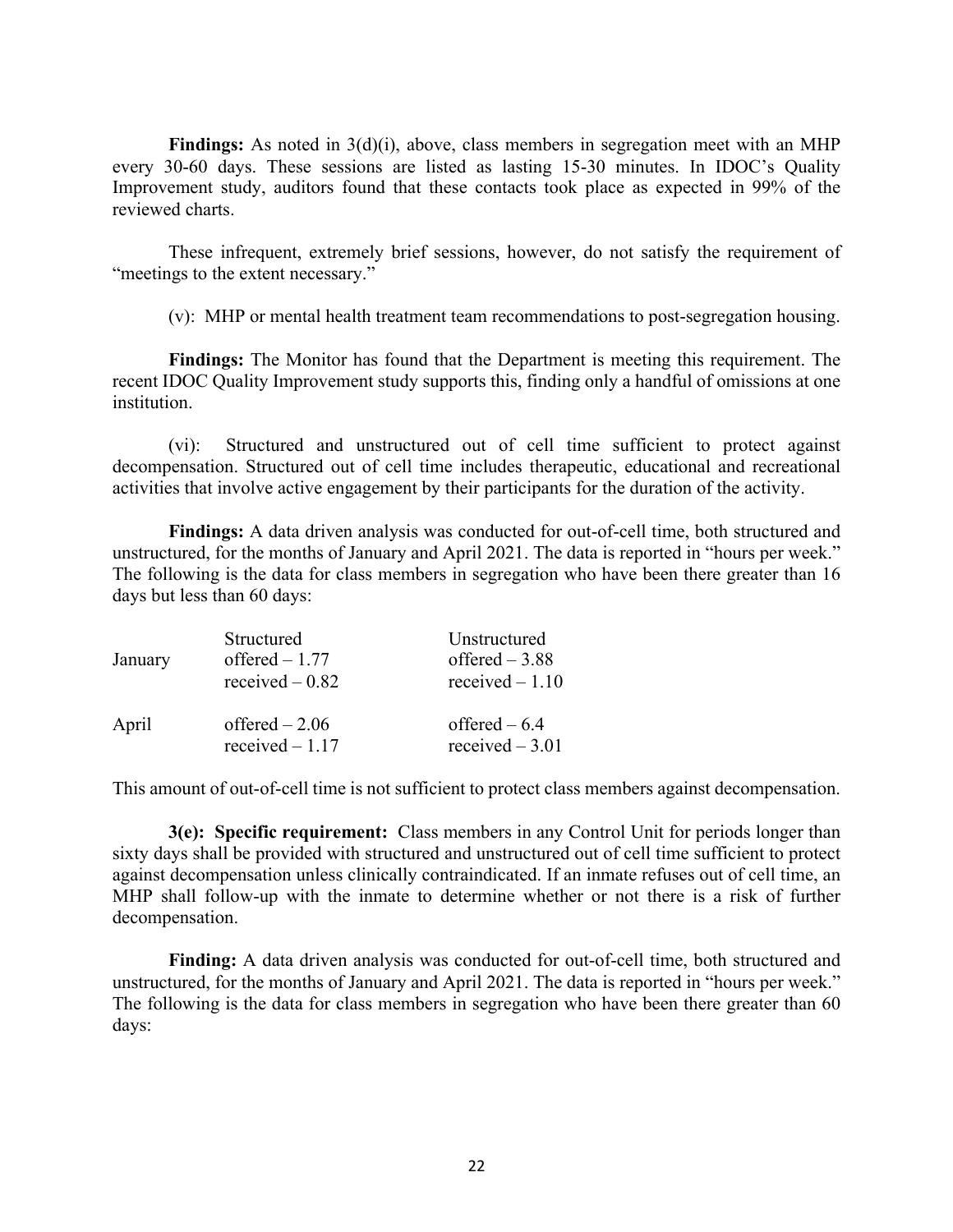**Findings:** As noted in 3(d)(i), above, class members in segregation meet with an MHP every 30-60 days. These sessions are listed as lasting 15-30 minutes. In IDOC's Quality Improvement study, auditors found that these contacts took place as expected in 99% of the reviewed charts.

These infrequent, extremely brief sessions, however, do not satisfy the requirement of "meetings to the extent necessary."

(v): MHP or mental health treatment team recommendations to post-segregation housing.

**Findings:** The Monitor has found that the Department is meeting this requirement. The recent IDOC Quality Improvement study supports this, finding only a handful of omissions at one institution.

(vi): Structured and unstructured out of cell time sufficient to protect against decompensation. Structured out of cell time includes therapeutic, educational and recreational activities that involve active engagement by their participants for the duration of the activity.

**Findings:** A data driven analysis was conducted for out-of-cell time, both structured and unstructured, for the months of January and April 2021. The data is reported in "hours per week." The following is the data for class members in segregation who have been there greater than 16 days but less than 60 days:

| | Structured | Unstructured |
|---|---|---|
| January | offered – 1.77 | offered – 3.88 |
| | received – 0.82 | received – 1.10 |
| April | offered – 2.06 | offered – 6.4 |
| | received – 1.17 | received – 3.01 |

This amount of out-of-cell time is not sufficient to protect class members against decompensation.

**3(e): Specific requirement:** Class members in any Control Unit for periods longer than sixty days shall be provided with structured and unstructured out of cell time sufficient to protect against decompensation unless clinically contraindicated. If an inmate refuses out of cell time, an MHP shall follow-up with the inmate to determine whether or not there is a risk of further decompensation.

**Finding:** A data driven analysis was conducted for out-of-cell time, both structured and unstructured, for the months of January and April 2021. The data is reported in "hours per week." The following is the data for class members in segregation who have been there greater than 60 days: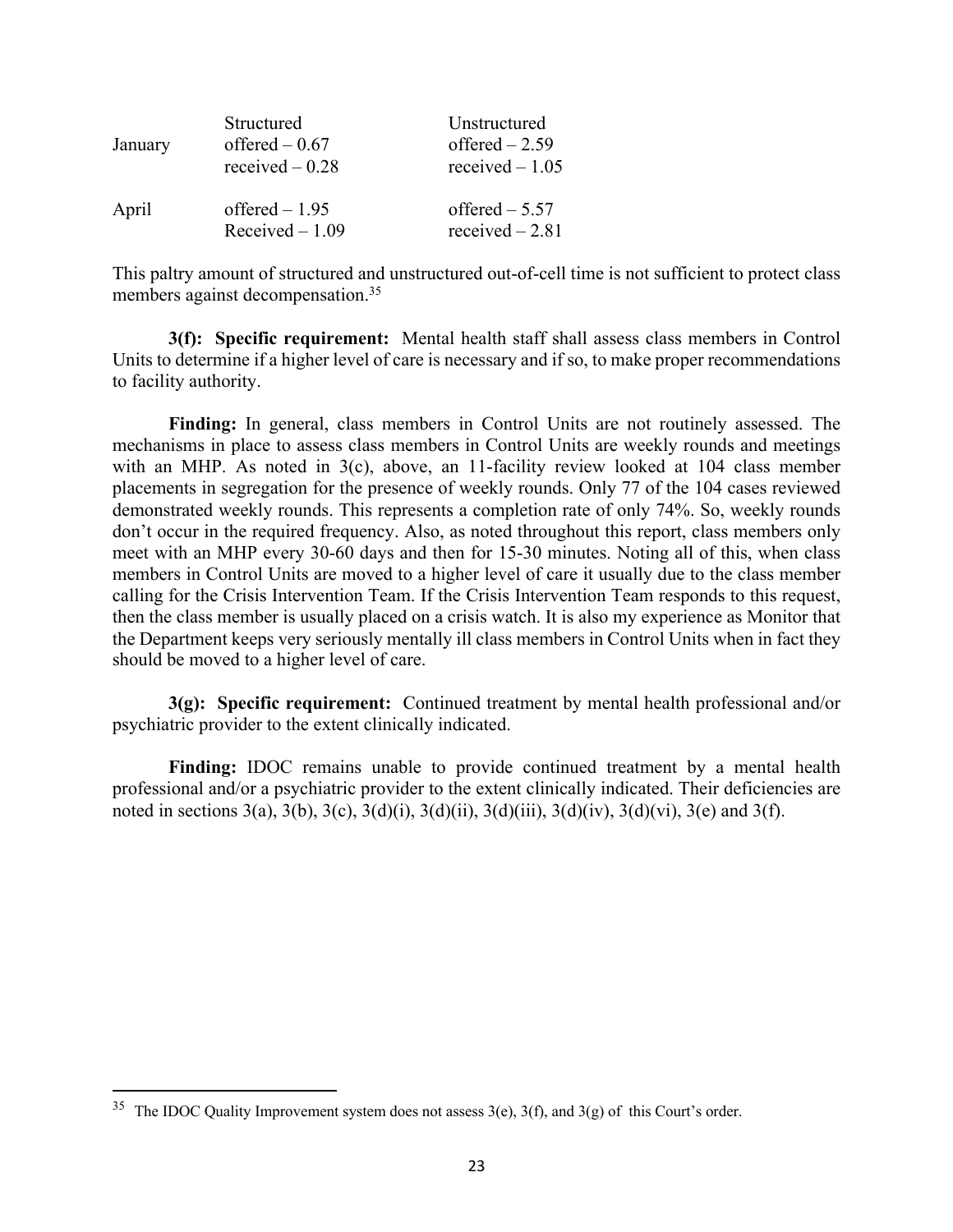| | Structured | Unstructured |
|---|---|---|
| January | offered – 0.67 | offered – 2.59 |
| | received – 0.28 | received – 1.05 |
| April | offered – 1.95 | offered – 5.57 |
| | Received – 1.09 | received – 2.81 |

This paltry amount of structured and unstructured out-of-cell time is not sufficient to protect class members against decompensation.[35]

**3(f): Specific requirement:** Mental health staff shall assess class members in Control Units to determine if a higher level of care is necessary and if so, to make proper recommendations to facility authority.

**Finding:** In general, class members in Control Units are not routinely assessed. The mechanisms in place to assess class members in Control Units are weekly rounds and meetings with an MHP. As noted in 3(c), above, an 11-facility review looked at 104 class member placements in segregation for the presence of weekly rounds. Only 77 of the 104 cases reviewed demonstrated weekly rounds. This represents a completion rate of only 74%. So, weekly rounds don't occur in the required frequency. Also, as noted throughout this report, class members only meet with an MHP every 30-60 days and then for 15-30 minutes. Noting all of this, when class members in Control Units are moved to a higher level of care it usually due to the class member calling for the Crisis Intervention Team. If the Crisis Intervention Team responds to this request, then the class member is usually placed on a crisis watch. It is also my experience as Monitor that the Department keeps very seriously mentally ill class members in Control Units when in fact they should be moved to a higher level of care.

**3(g): Specific requirement:** Continued treatment by mental health professional and/or psychiatric provider to the extent clinically indicated.

**Finding:** IDOC remains unable to provide continued treatment by a mental health professional and/or a psychiatric provider to the extent clinically indicated. Their deficiencies are noted in sections 3(a), 3(b), 3(c), 3(d)(i), 3(d)(ii), 3(d)(iii), 3(d)(iv), 3(d)(vi), 3(e) and 3(f).

[35] The IDOC Quality Improvement system does not assess 3(e), 3(f), and 3(g) of this Court's order.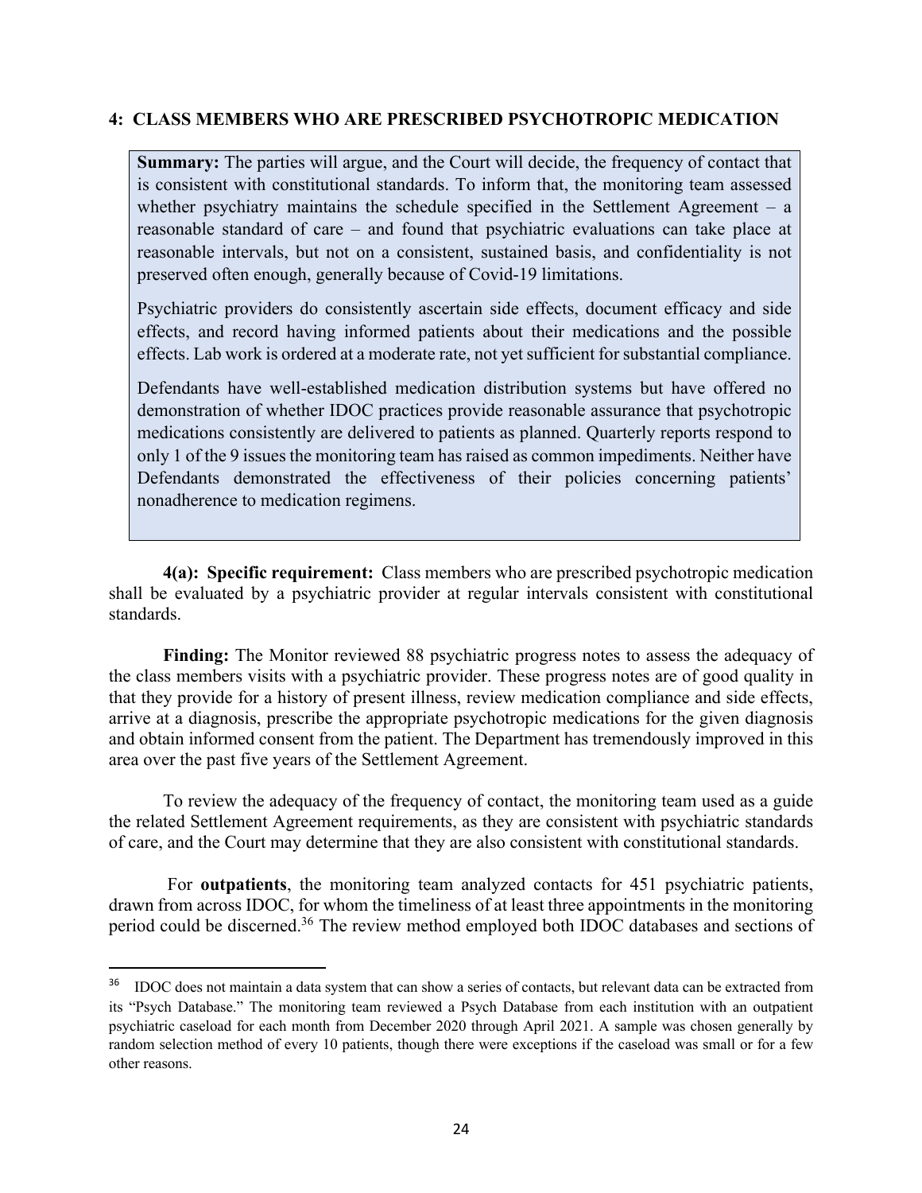## 4: CLASS MEMBERS WHO ARE PRESCRIBED PSYCHOTROPIC MEDICATION

> **Summary:** The parties will argue, and the Court will decide, the frequency of contact that is consistent with constitutional standards. To inform that, the monitoring team assessed whether psychiatry maintains the schedule specified in the Settlement Agreement – a reasonable standard of care – and found that psychiatric evaluations can take place at reasonable intervals, but not on a consistent, sustained basis, and confidentiality is not preserved often enough, generally because of Covid-19 limitations.
>
> Psychiatric providers do consistently ascertain side effects, document efficacy and side effects, and record having informed patients about their medications and the possible effects. Lab work is ordered at a moderate rate, not yet sufficient for substantial compliance.
>
> Defendants have well-established medication distribution systems but have offered no demonstration of whether IDOC practices provide reasonable assurance that psychotropic medications consistently are delivered to patients as planned. Quarterly reports respond to only 1 of the 9 issues the monitoring team has raised as common impediments. Neither have Defendants demonstrated the effectiveness of their policies concerning patients' nonadherence to medication regimens.

**4(a): Specific requirement:** Class members who are prescribed psychotropic medication shall be evaluated by a psychiatric provider at regular intervals consistent with constitutional standards.

**Finding:** The Monitor reviewed 88 psychiatric progress notes to assess the adequacy of the class members visits with a psychiatric provider. These progress notes are of good quality in that they provide for a history of present illness, review medication compliance and side effects, arrive at a diagnosis, prescribe the appropriate psychotropic medications for the given diagnosis and obtain informed consent from the patient. The Department has tremendously improved in this area over the past five years of the Settlement Agreement.

To review the adequacy of the frequency of contact, the monitoring team used as a guide the related Settlement Agreement requirements, as they are consistent with psychiatric standards of care, and the Court may determine that they are also consistent with constitutional standards.

For **outpatients**, the monitoring team analyzed contacts for 451 psychiatric patients, drawn from across IDOC, for whom the timeliness of at least three appointments in the monitoring period could be discerned.[36] The review method employed both IDOC databases and sections of

[36] IDOC does not maintain a data system that can show a series of contacts, but relevant data can be extracted from its "Psych Database." The monitoring team reviewed a Psych Database from each institution with an outpatient psychiatric caseload for each month from December 2020 through April 2021. A sample was chosen generally by random selection method of every 10 patients, though there were exceptions if the caseload was small or for a few other reasons.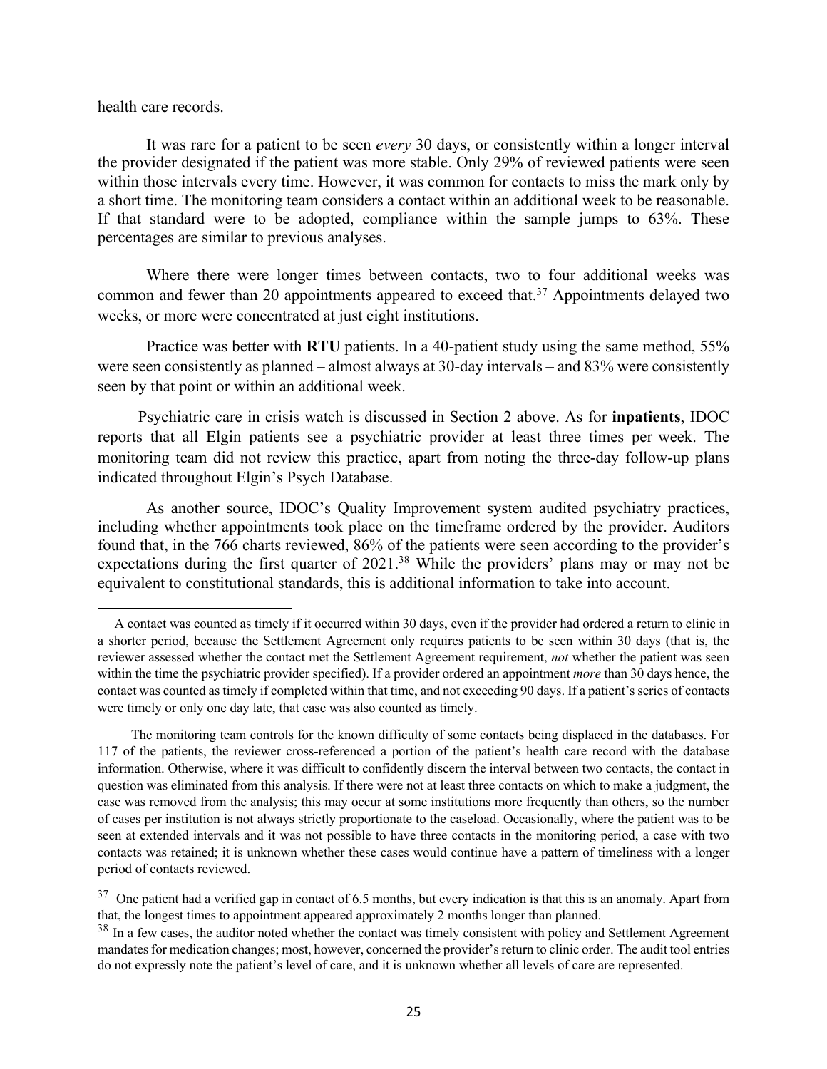health care records.

It was rare for a patient to be seen *every* 30 days, or consistently within a longer interval the provider designated if the patient was more stable. Only 29% of reviewed patients were seen within those intervals every time. However, it was common for contacts to miss the mark only by a short time. The monitoring team considers a contact within an additional week to be reasonable. If that standard were to be adopted, compliance within the sample jumps to 63%. These percentages are similar to previous analyses.

Where there were longer times between contacts, two to four additional weeks was common and fewer than 20 appointments appeared to exceed that.[37] Appointments delayed two weeks, or more were concentrated at just eight institutions.

Practice was better with **RTU** patients. In a 40-patient study using the same method, 55% were seen consistently as planned – almost always at 30-day intervals – and 83% were consistently seen by that point or within an additional week.

Psychiatric care in crisis watch is discussed in Section 2 above. As for **inpatients**, IDOC reports that all Elgin patients see a psychiatric provider at least three times per week. The monitoring team did not review this practice, apart from noting the three-day follow-up plans indicated throughout Elgin's Psych Database.

As another source, IDOC's Quality Improvement system audited psychiatry practices, including whether appointments took place on the timeframe ordered by the provider. Auditors found that, in the 766 charts reviewed, 86% of the patients were seen according to the provider's expectations during the first quarter of 2021.[38] While the providers' plans may or may not be equivalent to constitutional standards, this is additional information to take into account.

---

A contact was counted as timely if it occurred within 30 days, even if the provider had ordered a return to clinic in a shorter period, because the Settlement Agreement only requires patients to be seen within 30 days (that is, the reviewer assessed whether the contact met the Settlement Agreement requirement, *not* whether the patient was seen within the time the psychiatric provider specified). If a provider ordered an appointment *more* than 30 days hence, the contact was counted as timely if completed within that time, and not exceeding 90 days. If a patient's series of contacts were timely or only one day late, that case was also counted as timely.

The monitoring team controls for the known difficulty of some contacts being displaced in the databases. For 117 of the patients, the reviewer cross-referenced a portion of the patient's health care record with the database information. Otherwise, where it was difficult to confidently discern the interval between two contacts, the contact in question was eliminated from this analysis. If there were not at least three contacts on which to make a judgment, the case was removed from the analysis; this may occur at some institutions more frequently than others, so the number of cases per institution is not always strictly proportionate to the caseload. Occasionally, where the patient was to be seen at extended intervals and it was not possible to have three contacts in the monitoring period, a case with two contacts was retained; it is unknown whether these cases would continue have a pattern of timeliness with a longer period of contacts reviewed.

[37] One patient had a verified gap in contact of 6.5 months, but every indication is that this is an anomaly. Apart from that, the longest times to appointment appeared approximately 2 months longer than planned.

[38] In a few cases, the auditor noted whether the contact was timely consistent with policy and Settlement Agreement mandates for medication changes; most, however, concerned the provider's return to clinic order. The audit tool entries do not expressly note the patient's level of care, and it is unknown whether all levels of care are represented.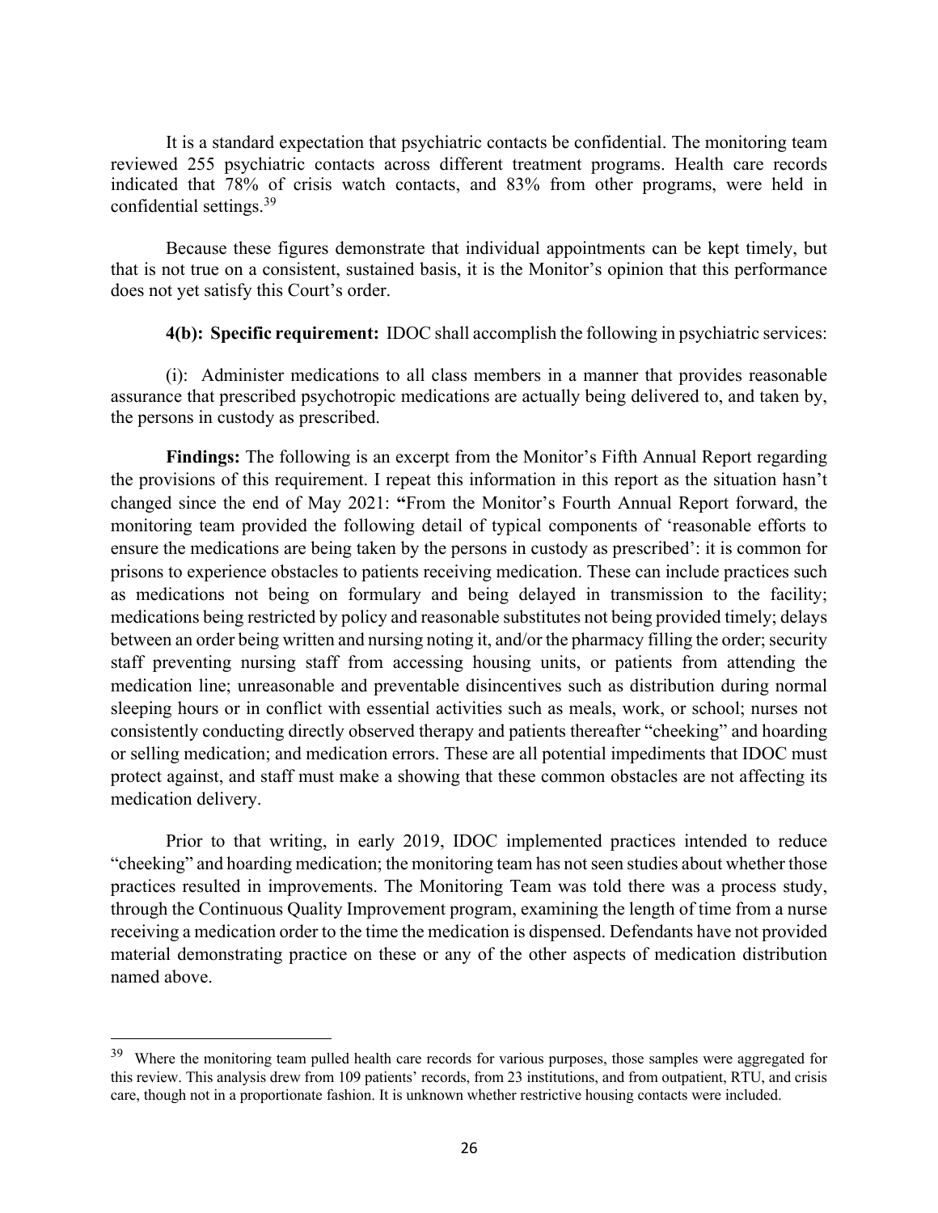It is a standard expectation that psychiatric contacts be confidential. The monitoring team reviewed 255 psychiatric contacts across different treatment programs. Health care records indicated that 78% of crisis watch contacts, and 83% from other programs, were held in confidential settings.[39]

Because these figures demonstrate that individual appointments can be kept timely, but that is not true on a consistent, sustained basis, it is the Monitor's opinion that this performance does not yet satisfy this Court's order.

**4(b): Specific requirement:** IDOC shall accomplish the following in psychiatric services:

(i): Administer medications to all class members in a manner that provides reasonable assurance that prescribed psychotropic medications are actually being delivered to, and taken by, the persons in custody as prescribed.

**Findings:** The following is an excerpt from the Monitor's Fifth Annual Report regarding the provisions of this requirement. I repeat this information in this report as the situation hasn't changed since the end of May 2021: **"**From the Monitor's Fourth Annual Report forward, the monitoring team provided the following detail of typical components of 'reasonable efforts to ensure the medications are being taken by the persons in custody as prescribed': it is common for prisons to experience obstacles to patients receiving medication. These can include practices such as medications not being on formulary and being delayed in transmission to the facility; medications being restricted by policy and reasonable substitutes not being provided timely; delays between an order being written and nursing noting it, and/or the pharmacy filling the order; security staff preventing nursing staff from accessing housing units, or patients from attending the medication line; unreasonable and preventable disincentives such as distribution during normal sleeping hours or in conflict with essential activities such as meals, work, or school; nurses not consistently conducting directly observed therapy and patients thereafter "cheeking" and hoarding or selling medication; and medication errors. These are all potential impediments that IDOC must protect against, and staff must make a showing that these common obstacles are not affecting its medication delivery.

Prior to that writing, in early 2019, IDOC implemented practices intended to reduce "cheeking" and hoarding medication; the monitoring team has not seen studies about whether those practices resulted in improvements. The Monitoring Team was told there was a process study, through the Continuous Quality Improvement program, examining the length of time from a nurse receiving a medication order to the time the medication is dispensed. Defendants have not provided material demonstrating practice on these or any of the other aspects of medication distribution named above.

[39] Where the monitoring team pulled health care records for various purposes, those samples were aggregated for this review. This analysis drew from 109 patients' records, from 23 institutions, and from outpatient, RTU, and crisis care, though not in a proportionate fashion. It is unknown whether restrictive housing contacts were included.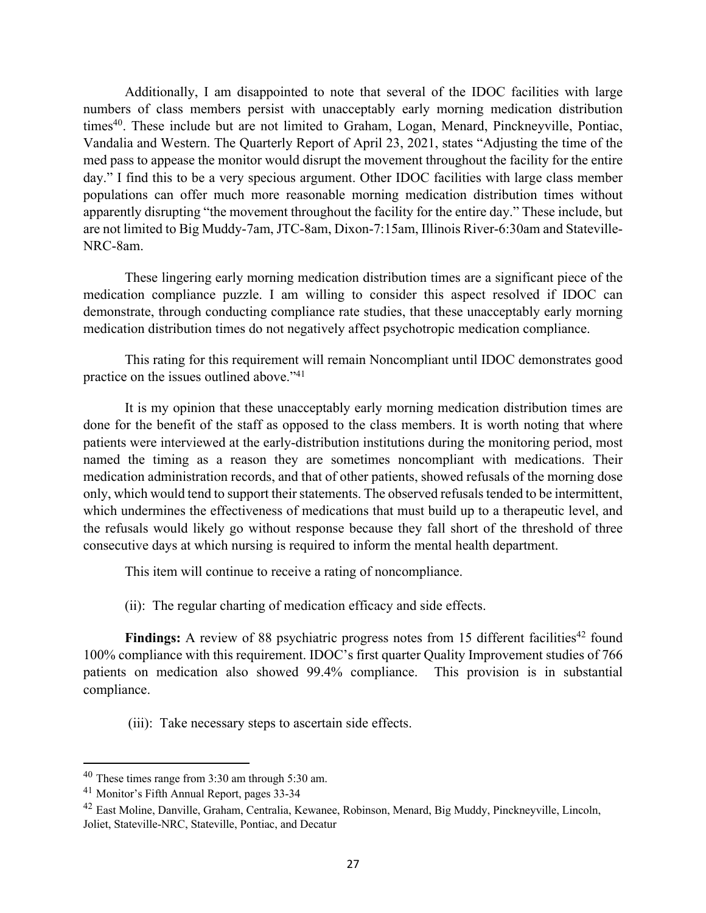Additionally, I am disappointed to note that several of the IDOC facilities with large numbers of class members persist with unacceptably early morning medication distribution times[40]. These include but are not limited to Graham, Logan, Menard, Pinckneyville, Pontiac, Vandalia and Western. The Quarterly Report of April 23, 2021, states "Adjusting the time of the med pass to appease the monitor would disrupt the movement throughout the facility for the entire day." I find this to be a very specious argument. Other IDOC facilities with large class member populations can offer much more reasonable morning medication distribution times without apparently disrupting "the movement throughout the facility for the entire day." These include, but are not limited to Big Muddy-7am, JTC-8am, Dixon-7:15am, Illinois River-6:30am and Stateville-NRC-8am.

These lingering early morning medication distribution times are a significant piece of the medication compliance puzzle. I am willing to consider this aspect resolved if IDOC can demonstrate, through conducting compliance rate studies, that these unacceptably early morning medication distribution times do not negatively affect psychotropic medication compliance.

This rating for this requirement will remain Noncompliant until IDOC demonstrates good practice on the issues outlined above."[41]

It is my opinion that these unacceptably early morning medication distribution times are done for the benefit of the staff as opposed to the class members. It is worth noting that where patients were interviewed at the early-distribution institutions during the monitoring period, most named the timing as a reason they are sometimes noncompliant with medications. Their medication administration records, and that of other patients, showed refusals of the morning dose only, which would tend to support their statements. The observed refusals tended to be intermittent, which undermines the effectiveness of medications that must build up to a therapeutic level, and the refusals would likely go without response because they fall short of the threshold of three consecutive days at which nursing is required to inform the mental health department.

This item will continue to receive a rating of noncompliance.

(ii): The regular charting of medication efficacy and side effects.

**Findings:** A review of 88 psychiatric progress notes from 15 different facilities[42] found 100% compliance with this requirement. IDOC's first quarter Quality Improvement studies of 766 patients on medication also showed 99.4% compliance. This provision is in substantial compliance.

(iii): Take necessary steps to ascertain side effects.

---

[40] These times range from 3:30 am through 5:30 am.

[41] Monitor's Fifth Annual Report, pages 33-34

[42] East Moline, Danville, Graham, Centralia, Kewanee, Robinson, Menard, Big Muddy, Pinckneyville, Lincoln, Joliet, Stateville-NRC, Stateville, Pontiac, and Decatur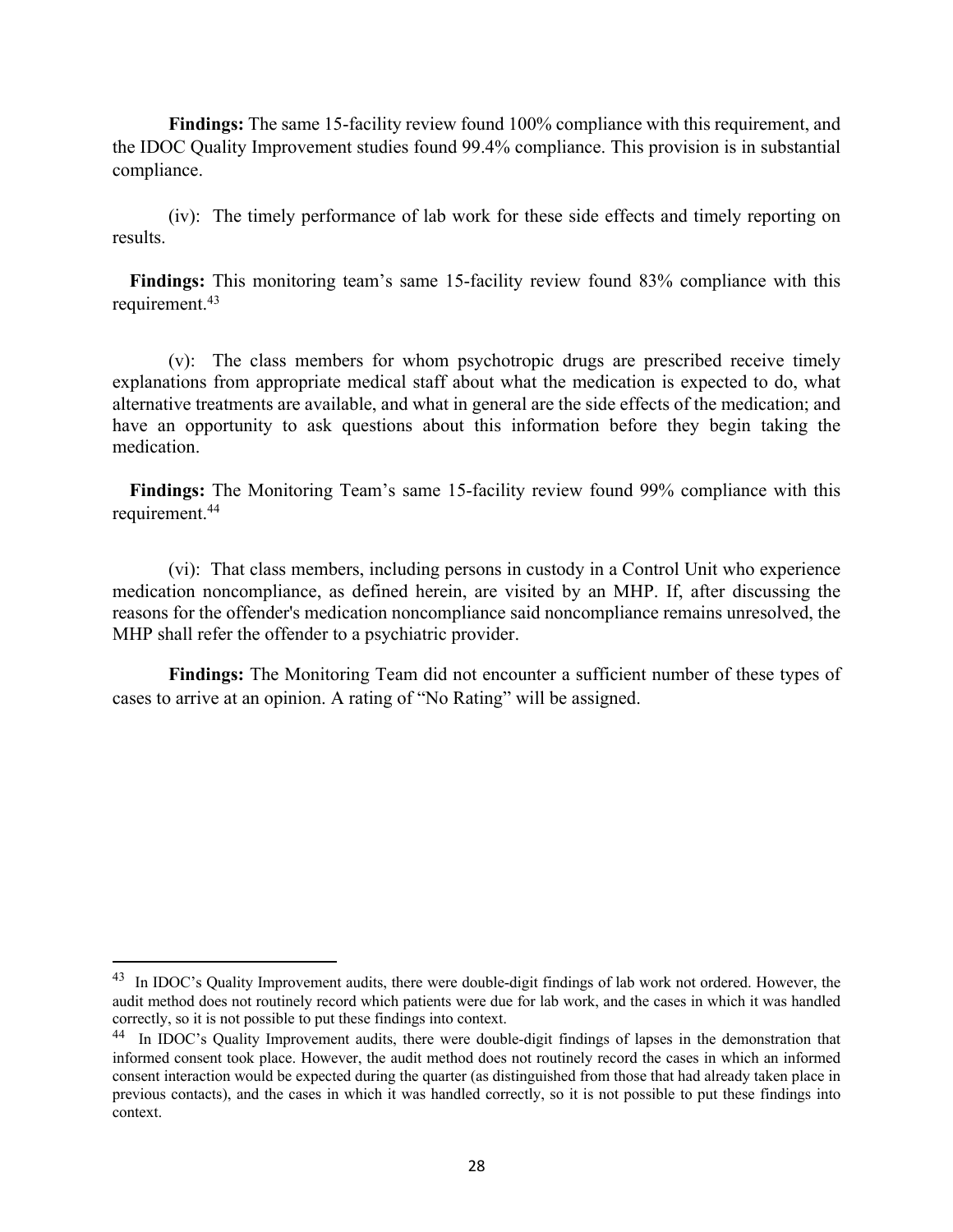**Findings:** The same 15-facility review found 100% compliance with this requirement, and the IDOC Quality Improvement studies found 99.4% compliance. This provision is in substantial compliance.

(iv): The timely performance of lab work for these side effects and timely reporting on results.

**Findings:** This monitoring team's same 15-facility review found 83% compliance with this requirement.[43]

(v): The class members for whom psychotropic drugs are prescribed receive timely explanations from appropriate medical staff about what the medication is expected to do, what alternative treatments are available, and what in general are the side effects of the medication; and have an opportunity to ask questions about this information before they begin taking the medication.

**Findings:** The Monitoring Team's same 15-facility review found 99% compliance with this requirement.[44]

(vi): That class members, including persons in custody in a Control Unit who experience medication noncompliance, as defined herein, are visited by an MHP. If, after discussing the reasons for the offender's medication noncompliance said noncompliance remains unresolved, the MHP shall refer the offender to a psychiatric provider.

**Findings:** The Monitoring Team did not encounter a sufficient number of these types of cases to arrive at an opinion. A rating of "No Rating" will be assigned.

---

[43] In IDOC's Quality Improvement audits, there were double-digit findings of lab work not ordered. However, the audit method does not routinely record which patients were due for lab work, and the cases in which it was handled correctly, so it is not possible to put these findings into context.

[44] In IDOC's Quality Improvement audits, there were double-digit findings of lapses in the demonstration that informed consent took place. However, the audit method does not routinely record the cases in which an informed consent interaction would be expected during the quarter (as distinguished from those that had already taken place in previous contacts), and the cases in which it was handled correctly, so it is not possible to put these findings into context.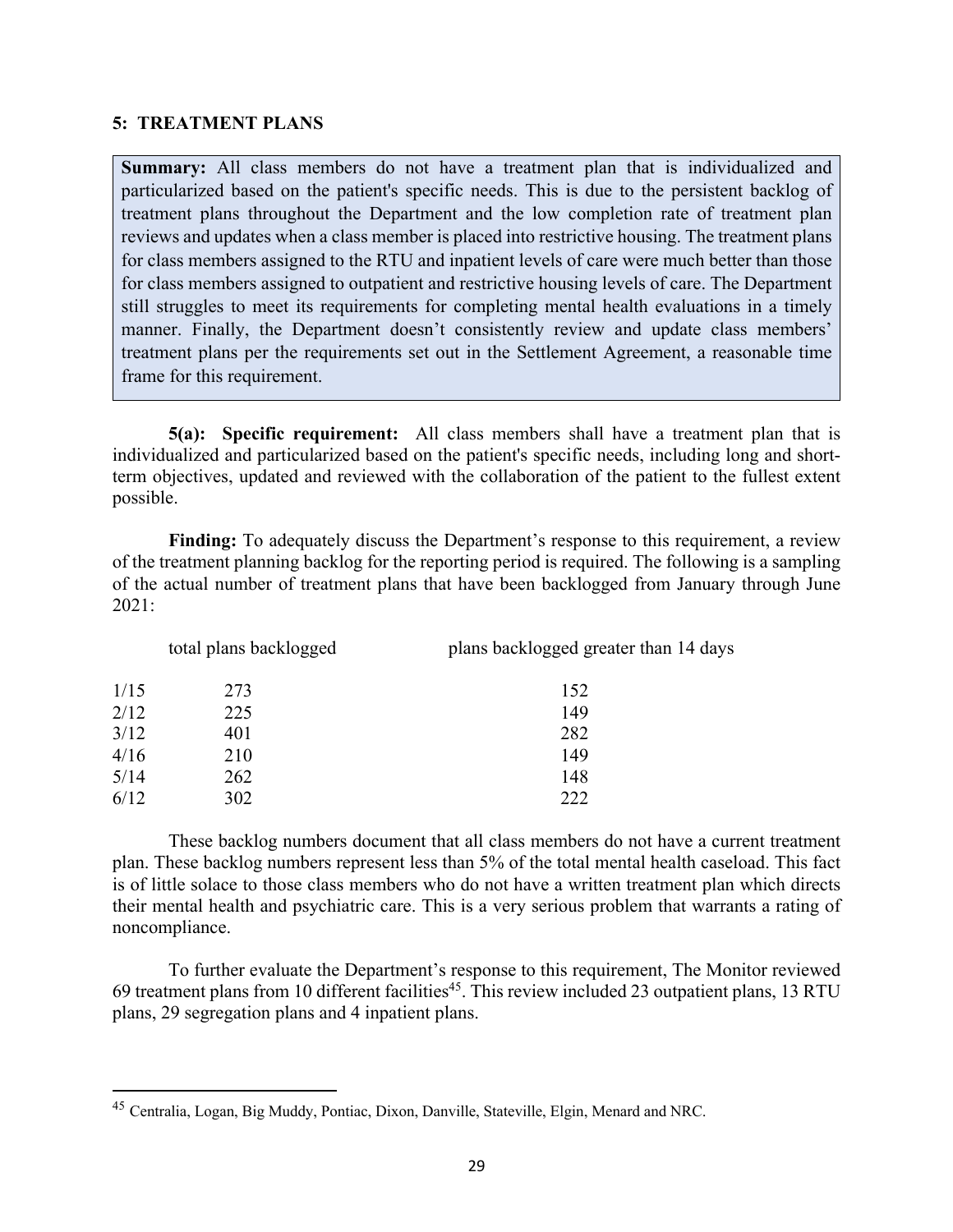## 5: TREATMENT PLANS

**Summary:** All class members do not have a treatment plan that is individualized and particularized based on the patient's specific needs. This is due to the persistent backlog of treatment plans throughout the Department and the low completion rate of treatment plan reviews and updates when a class member is placed into restrictive housing. The treatment plans for class members assigned to the RTU and inpatient levels of care were much better than those for class members assigned to outpatient and restrictive housing levels of care. The Department still struggles to meet its requirements for completing mental health evaluations in a timely manner. Finally, the Department doesn't consistently review and update class members' treatment plans per the requirements set out in the Settlement Agreement, a reasonable time frame for this requirement.

**5(a): Specific requirement:** All class members shall have a treatment plan that is individualized and particularized based on the patient's specific needs, including long and short-term objectives, updated and reviewed with the collaboration of the patient to the fullest extent possible.

**Finding:** To adequately discuss the Department's response to this requirement, a review of the treatment planning backlog for the reporting period is required. The following is a sampling of the actual number of treatment plans that have been backlogged from January through June 2021:

| | total plans backlogged | plans backlogged greater than 14 days |
|---|---|---|
| 1/15 | 273 | 152 |
| 2/12 | 225 | 149 |
| 3/12 | 401 | 282 |
| 4/16 | 210 | 149 |
| 5/14 | 262 | 148 |
| 6/12 | 302 | 222 |

These backlog numbers document that all class members do not have a current treatment plan. These backlog numbers represent less than 5% of the total mental health caseload. This fact is of little solace to those class members who do not have a written treatment plan which directs their mental health and psychiatric care. This is a very serious problem that warrants a rating of noncompliance.

To further evaluate the Department's response to this requirement, The Monitor reviewed 69 treatment plans from 10 different facilities[45]. This review included 23 outpatient plans, 13 RTU plans, 29 segregation plans and 4 inpatient plans.

[45] Centralia, Logan, Big Muddy, Pontiac, Dixon, Danville, Stateville, Elgin, Menard and NRC.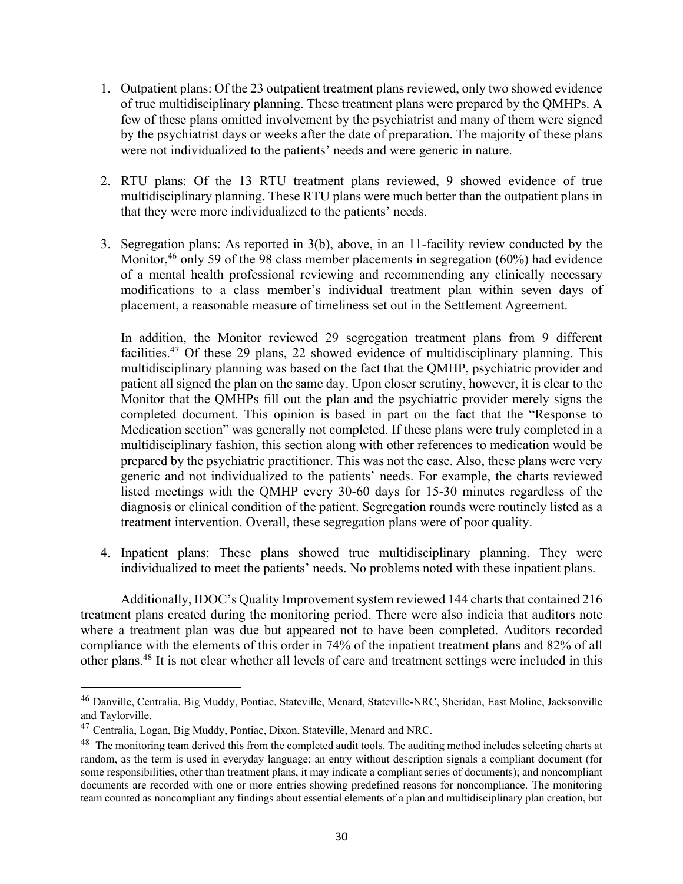1. Outpatient plans: Of the 23 outpatient treatment plans reviewed, only two showed evidence of true multidisciplinary planning. These treatment plans were prepared by the QMHPs. A few of these plans omitted involvement by the psychiatrist and many of them were signed by the psychiatrist days or weeks after the date of preparation. The majority of these plans were not individualized to the patients' needs and were generic in nature.

2. RTU plans: Of the 13 RTU treatment plans reviewed, 9 showed evidence of true multidisciplinary planning. These RTU plans were much better than the outpatient plans in that they were more individualized to the patients' needs.

3. Segregation plans: As reported in 3(b), above, in an 11-facility review conducted by the Monitor,[46] only 59 of the 98 class member placements in segregation (60%) had evidence of a mental health professional reviewing and recommending any clinically necessary modifications to a class member's individual treatment plan within seven days of placement, a reasonable measure of timeliness set out in the Settlement Agreement.

   In addition, the Monitor reviewed 29 segregation treatment plans from 9 different facilities.[47] Of these 29 plans, 22 showed evidence of multidisciplinary planning. This multidisciplinary planning was based on the fact that the QMHP, psychiatric provider and patient all signed the plan on the same day. Upon closer scrutiny, however, it is clear to the Monitor that the QMHPs fill out the plan and the psychiatric provider merely signs the completed document. This opinion is based in part on the fact that the "Response to Medication section" was generally not completed. If these plans were truly completed in a multidisciplinary fashion, this section along with other references to medication would be prepared by the psychiatric practitioner. This was not the case. Also, these plans were very generic and not individualized to the patients' needs. For example, the charts reviewed listed meetings with the QMHP every 30-60 days for 15-30 minutes regardless of the diagnosis or clinical condition of the patient. Segregation rounds were routinely listed as a treatment intervention. Overall, these segregation plans were of poor quality.

4. Inpatient plans: These plans showed true multidisciplinary planning. They were individualized to meet the patients' needs. No problems noted with these inpatient plans.

Additionally, IDOC's Quality Improvement system reviewed 144 charts that contained 216 treatment plans created during the monitoring period. There were also indicia that auditors note where a treatment plan was due but appeared not to have been completed. Auditors recorded compliance with the elements of this order in 74% of the inpatient treatment plans and 82% of all other plans.[48] It is not clear whether all levels of care and treatment settings were included in this

---

[46] Danville, Centralia, Big Muddy, Pontiac, Stateville, Menard, Stateville-NRC, Sheridan, East Moline, Jacksonville and Taylorville.

[47] Centralia, Logan, Big Muddy, Pontiac, Dixon, Stateville, Menard and NRC.

[48] The monitoring team derived this from the completed audit tools. The auditing method includes selecting charts at random, as the term is used in everyday language; an entry without description signals a compliant document (for some responsibilities, other than treatment plans, it may indicate a compliant series of documents); and noncompliant documents are recorded with one or more entries showing predefined reasons for noncompliance. The monitoring team counted as noncompliant any findings about essential elements of a plan and multidisciplinary plan creation, but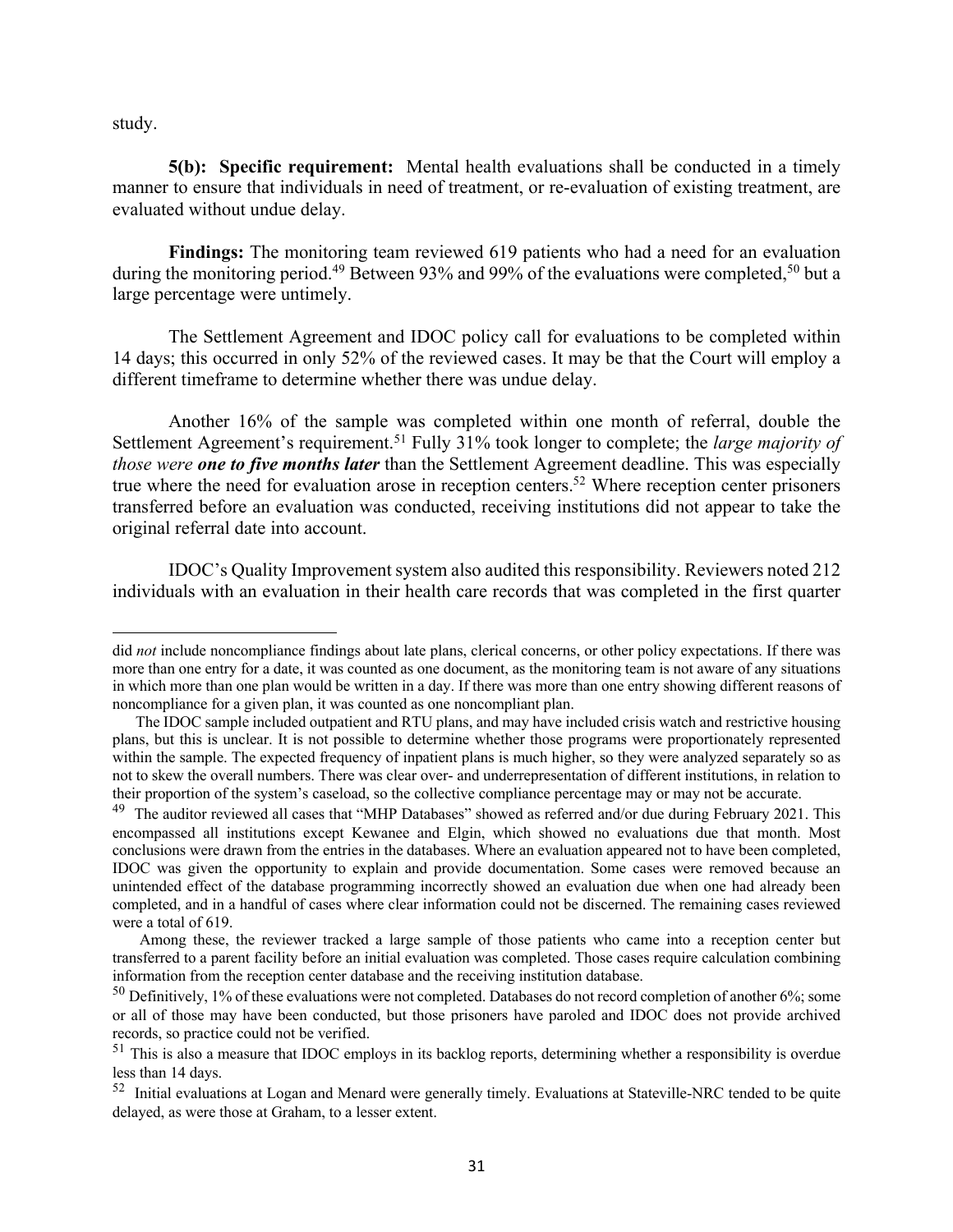study.

**5(b): Specific requirement:** Mental health evaluations shall be conducted in a timely manner to ensure that individuals in need of treatment, or re-evaluation of existing treatment, are evaluated without undue delay.

**Findings:** The monitoring team reviewed 619 patients who had a need for an evaluation during the monitoring period.[49] Between 93% and 99% of the evaluations were completed,[50] but a large percentage were untimely.

The Settlement Agreement and IDOC policy call for evaluations to be completed within 14 days; this occurred in only 52% of the reviewed cases. It may be that the Court will employ a different timeframe to determine whether there was undue delay.

Another 16% of the sample was completed within one month of referral, double the Settlement Agreement's requirement.[51] Fully 31% took longer to complete; the *large majority of those were **one to five months later*** than the Settlement Agreement deadline. This was especially true where the need for evaluation arose in reception centers.[52] Where reception center prisoners transferred before an evaluation was conducted, receiving institutions did not appear to take the original referral date into account.

IDOC's Quality Improvement system also audited this responsibility. Reviewers noted 212 individuals with an evaluation in their health care records that was completed in the first quarter

---

did *not* include noncompliance findings about late plans, clerical concerns, or other policy expectations. If there was more than one entry for a date, it was counted as one document, as the monitoring team is not aware of any situations in which more than one plan would be written in a day. If there was more than one entry showing different reasons of noncompliance for a given plan, it was counted as one noncompliant plan.

The IDOC sample included outpatient and RTU plans, and may have included crisis watch and restrictive housing plans, but this is unclear. It is not possible to determine whether those programs were proportionately represented within the sample. The expected frequency of inpatient plans is much higher, so they were analyzed separately so as not to skew the overall numbers. There was clear over- and underrepresentation of different institutions, in relation to their proportion of the system's caseload, so the collective compliance percentage may or may not be accurate.

[49] The auditor reviewed all cases that "MHP Databases" showed as referred and/or due during February 2021. This encompassed all institutions except Kewanee and Elgin, which showed no evaluations due that month. Most conclusions were drawn from the entries in the databases. Where an evaluation appeared not to have been completed, IDOC was given the opportunity to explain and provide documentation. Some cases were removed because an unintended effect of the database programming incorrectly showed an evaluation due when one had already been completed, and in a handful of cases where clear information could not be discerned. The remaining cases reviewed were a total of 619.

Among these, the reviewer tracked a large sample of those patients who came into a reception center but transferred to a parent facility before an initial evaluation was completed. Those cases require calculation combining information from the reception center database and the receiving institution database.

[50] Definitively, 1% of these evaluations were not completed. Databases do not record completion of another 6%; some or all of those may have been conducted, but those prisoners have paroled and IDOC does not provide archived records, so practice could not be verified.

[51] This is also a measure that IDOC employs in its backlog reports, determining whether a responsibility is overdue less than 14 days.

[52] Initial evaluations at Logan and Menard were generally timely. Evaluations at Stateville-NRC tended to be quite delayed, as were those at Graham, to a lesser extent.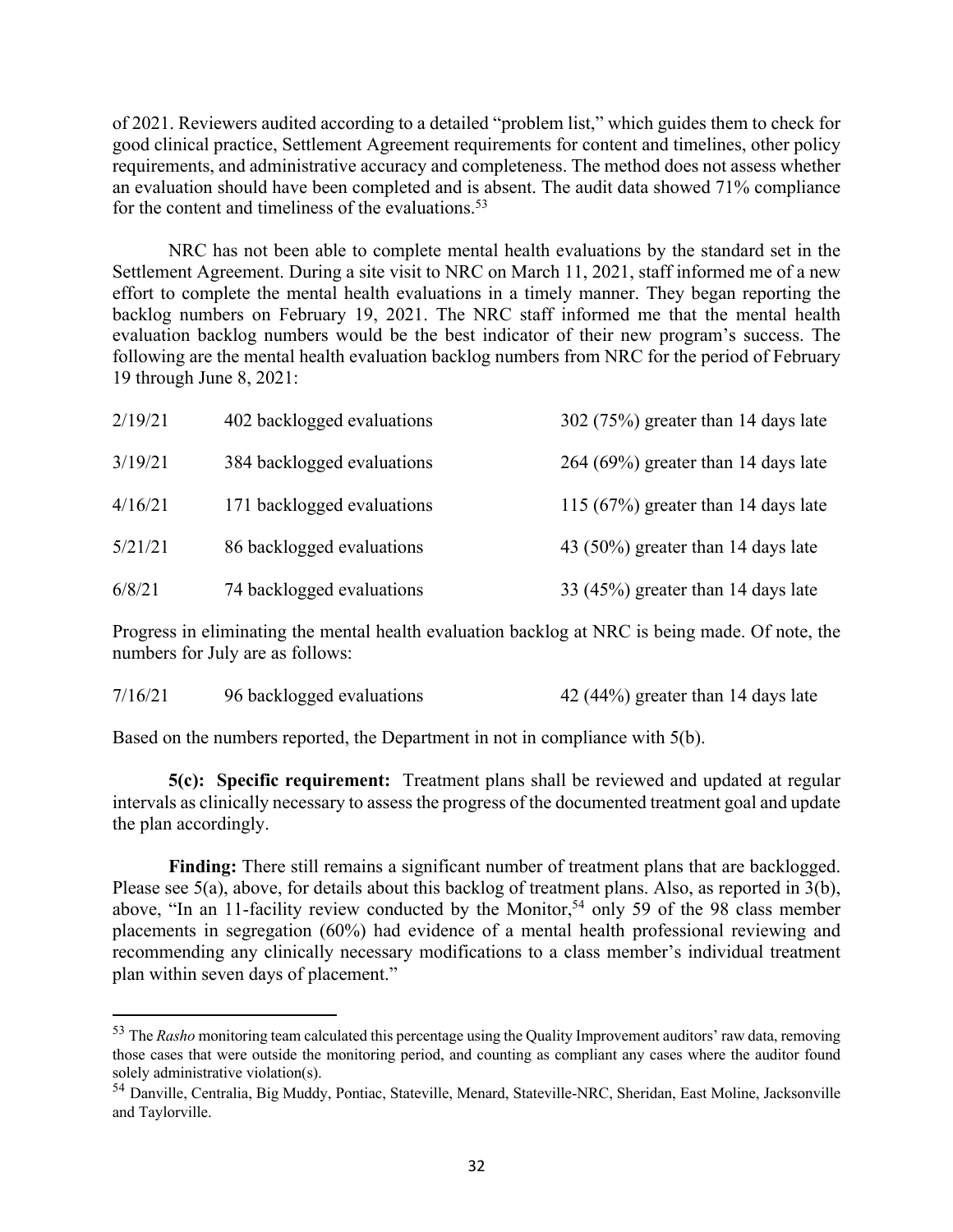of 2021. Reviewers audited according to a detailed "problem list," which guides them to check for good clinical practice, Settlement Agreement requirements for content and timelines, other policy requirements, and administrative accuracy and completeness. The method does not assess whether an evaluation should have been completed and is absent. The audit data showed 71% compliance for the content and timeliness of the evaluations.[53]

NRC has not been able to complete mental health evaluations by the standard set in the Settlement Agreement. During a site visit to NRC on March 11, 2021, staff informed me of a new effort to complete the mental health evaluations in a timely manner. They began reporting the backlog numbers on February 19, 2021. The NRC staff informed me that the mental health evaluation backlog numbers would be the best indicator of their new program's success. The following are the mental health evaluation backlog numbers from NRC for the period of February 19 through June 8, 2021:

| | | |
|---|---|---|
| 2/19/21 | 402 backlogged evaluations | 302 (75%) greater than 14 days late |
| 3/19/21 | 384 backlogged evaluations | 264 (69%) greater than 14 days late |
| 4/16/21 | 171 backlogged evaluations | 115 (67%) greater than 14 days late |
| 5/21/21 | 86 backlogged evaluations | 43 (50%) greater than 14 days late |
| 6/8/21 | 74 backlogged evaluations | 33 (45%) greater than 14 days late |

Progress in eliminating the mental health evaluation backlog at NRC is being made. Of note, the numbers for July are as follows:

| | | |
|---|---|---|
| 7/16/21 | 96 backlogged evaluations | 42 (44%) greater than 14 days late |

Based on the numbers reported, the Department in not in compliance with 5(b).

**5(c): Specific requirement:** Treatment plans shall be reviewed and updated at regular intervals as clinically necessary to assess the progress of the documented treatment goal and update the plan accordingly.

**Finding:** There still remains a significant number of treatment plans that are backlogged. Please see 5(a), above, for details about this backlog of treatment plans. Also, as reported in 3(b), above, "In an 11-facility review conducted by the Monitor,[54] only 59 of the 98 class member placements in segregation (60%) had evidence of a mental health professional reviewing and recommending any clinically necessary modifications to a class member's individual treatment plan within seven days of placement."

---

[53] The *Rasho* monitoring team calculated this percentage using the Quality Improvement auditors' raw data, removing those cases that were outside the monitoring period, and counting as compliant any cases where the auditor found solely administrative violation(s).

[54] Danville, Centralia, Big Muddy, Pontiac, Stateville, Menard, Stateville-NRC, Sheridan, East Moline, Jacksonville and Taylorville.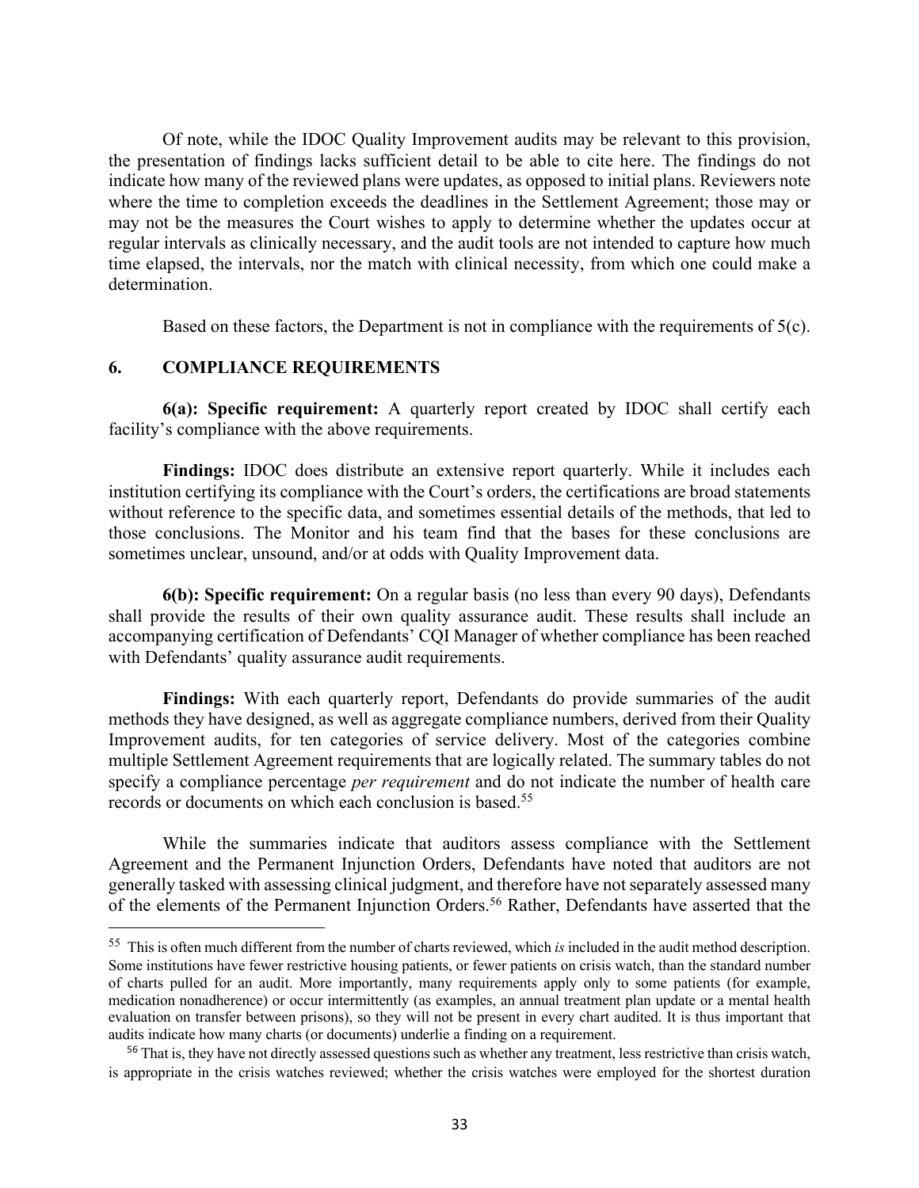Of note, while the IDOC Quality Improvement audits may be relevant to this provision, the presentation of findings lacks sufficient detail to be able to cite here. The findings do not indicate how many of the reviewed plans were updates, as opposed to initial plans. Reviewers note where the time to completion exceeds the deadlines in the Settlement Agreement; those may or may not be the measures the Court wishes to apply to determine whether the updates occur at regular intervals as clinically necessary, and the audit tools are not intended to capture how much time elapsed, the intervals, nor the match with clinical necessity, from which one could make a determination.

Based on these factors, the Department is not in compliance with the requirements of 5(c).

## 6. COMPLIANCE REQUIREMENTS

**6(a): Specific requirement:** A quarterly report created by IDOC shall certify each facility's compliance with the above requirements.

**Findings:** IDOC does distribute an extensive report quarterly. While it includes each institution certifying its compliance with the Court's orders, the certifications are broad statements without reference to the specific data, and sometimes essential details of the methods, that led to those conclusions. The Monitor and his team find that the bases for these conclusions are sometimes unclear, unsound, and/or at odds with Quality Improvement data.

**6(b): Specific requirement:** On a regular basis (no less than every 90 days), Defendants shall provide the results of their own quality assurance audit. These results shall include an accompanying certification of Defendants' CQI Manager of whether compliance has been reached with Defendants' quality assurance audit requirements.

**Findings:** With each quarterly report, Defendants do provide summaries of the audit methods they have designed, as well as aggregate compliance numbers, derived from their Quality Improvement audits, for ten categories of service delivery. Most of the categories combine multiple Settlement Agreement requirements that are logically related. The summary tables do not specify a compliance percentage *per requirement* and do not indicate the number of health care records or documents on which each conclusion is based.[55]

While the summaries indicate that auditors assess compliance with the Settlement Agreement and the Permanent Injunction Orders, Defendants have noted that auditors are not generally tasked with assessing clinical judgment, and therefore have not separately assessed many of the elements of the Permanent Injunction Orders.[56] Rather, Defendants have asserted that the

---

[55] This is often much different from the number of charts reviewed, which *is* included in the audit method description. Some institutions have fewer restrictive housing patients, or fewer patients on crisis watch, than the standard number of charts pulled for an audit. More importantly, many requirements apply only to some patients (for example, medication nonadherence) or occur intermittently (as examples, an annual treatment plan update or a mental health evaluation on transfer between prisons), so they will not be present in every chart audited. It is thus important that audits indicate how many charts (or documents) underlie a finding on a requirement.

[56] That is, they have not directly assessed questions such as whether any treatment, less restrictive than crisis watch, is appropriate in the crisis watches reviewed; whether the crisis watches were employed for the shortest duration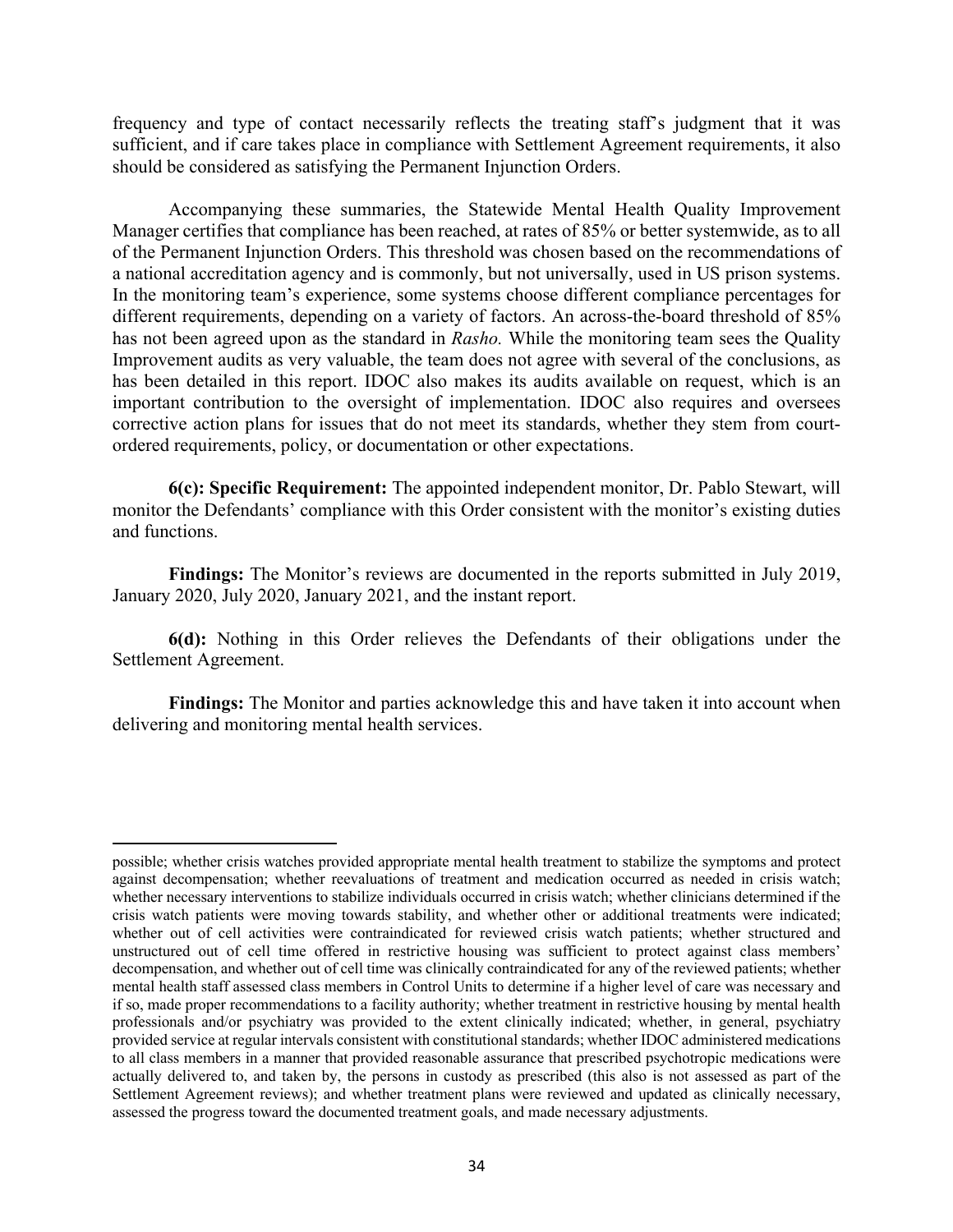frequency and type of contact necessarily reflects the treating staff's judgment that it was sufficient, and if care takes place in compliance with Settlement Agreement requirements, it also should be considered as satisfying the Permanent Injunction Orders.

Accompanying these summaries, the Statewide Mental Health Quality Improvement Manager certifies that compliance has been reached, at rates of 85% or better systemwide, as to all of the Permanent Injunction Orders. This threshold was chosen based on the recommendations of a national accreditation agency and is commonly, but not universally, used in US prison systems. In the monitoring team's experience, some systems choose different compliance percentages for different requirements, depending on a variety of factors. An across-the-board threshold of 85% has not been agreed upon as the standard in *Rasho.* While the monitoring team sees the Quality Improvement audits as very valuable, the team does not agree with several of the conclusions, as has been detailed in this report. IDOC also makes its audits available on request, which is an important contribution to the oversight of implementation. IDOC also requires and oversees corrective action plans for issues that do not meet its standards, whether they stem from court-ordered requirements, policy, or documentation or other expectations.

**6(c): Specific Requirement:** The appointed independent monitor, Dr. Pablo Stewart, will monitor the Defendants' compliance with this Order consistent with the monitor's existing duties and functions.

**Findings:** The Monitor's reviews are documented in the reports submitted in July 2019, January 2020, July 2020, January 2021, and the instant report.

**6(d):** Nothing in this Order relieves the Defendants of their obligations under the Settlement Agreement.

**Findings:** The Monitor and parties acknowledge this and have taken it into account when delivering and monitoring mental health services.

---

possible; whether crisis watches provided appropriate mental health treatment to stabilize the symptoms and protect against decompensation; whether reevaluations of treatment and medication occurred as needed in crisis watch; whether necessary interventions to stabilize individuals occurred in crisis watch; whether clinicians determined if the crisis watch patients were moving towards stability, and whether other or additional treatments were indicated; whether out of cell activities were contraindicated for reviewed crisis watch patients; whether structured and unstructured out of cell time offered in restrictive housing was sufficient to protect against class members' decompensation, and whether out of cell time was clinically contraindicated for any of the reviewed patients; whether mental health staff assessed class members in Control Units to determine if a higher level of care was necessary and if so, made proper recommendations to a facility authority; whether treatment in restrictive housing by mental health professionals and/or psychiatry was provided to the extent clinically indicated; whether, in general, psychiatry provided service at regular intervals consistent with constitutional standards; whether IDOC administered medications to all class members in a manner that provided reasonable assurance that prescribed psychotropic medications were actually delivered to, and taken by, the persons in custody as prescribed (this also is not assessed as part of the Settlement Agreement reviews); and whether treatment plans were reviewed and updated as clinically necessary, assessed the progress toward the documented treatment goals, and made necessary adjustments.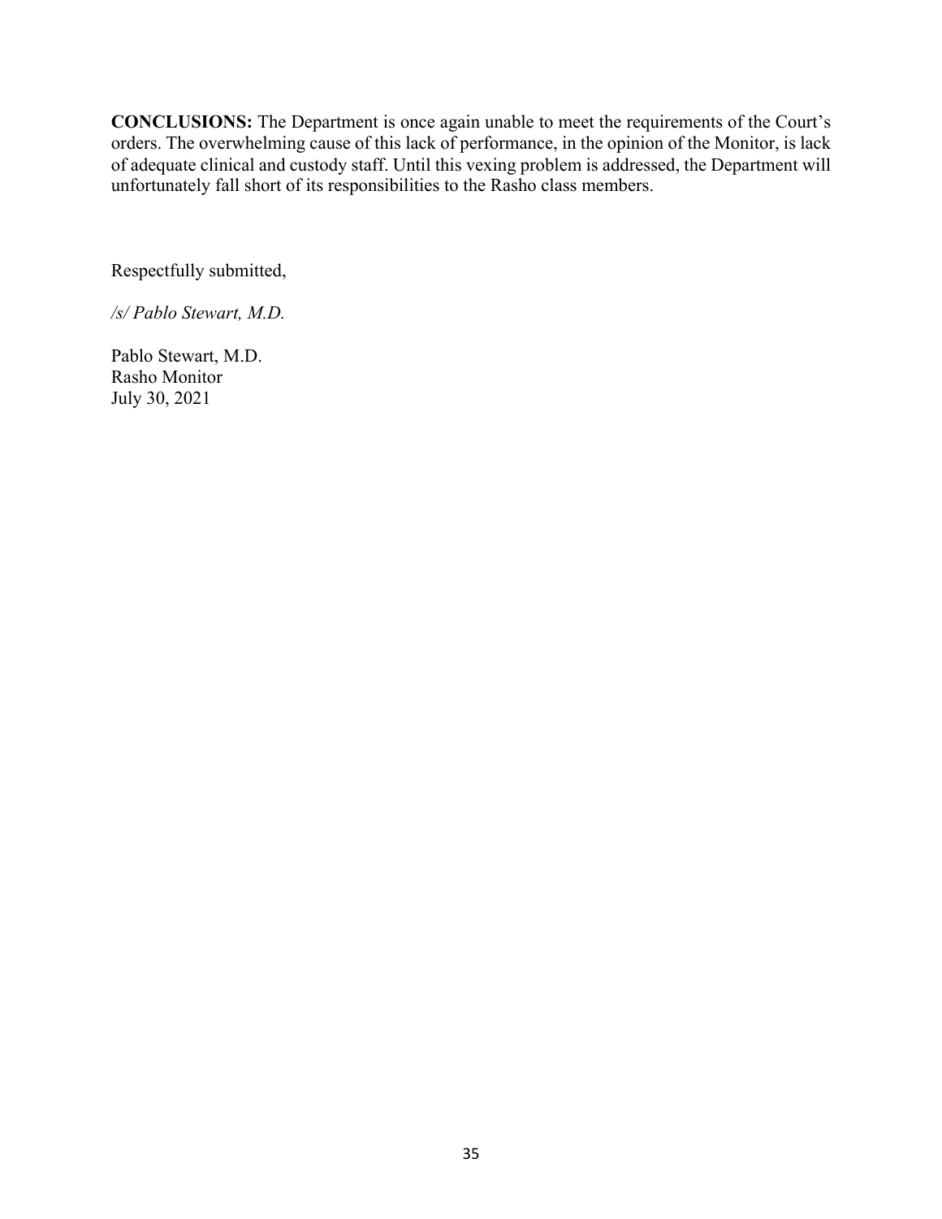**CONCLUSIONS:** The Department is once again unable to meet the requirements of the Court's orders. The overwhelming cause of this lack of performance, in the opinion of the Monitor, is lack of adequate clinical and custody staff. Until this vexing problem is addressed, the Department will unfortunately fall short of its responsibilities to the Rasho class members.

Respectfully submitted,

*/s/ Pablo Stewart, M.D.*

Pablo Stewart, M.D.
Rasho Monitor
July 30, 2021